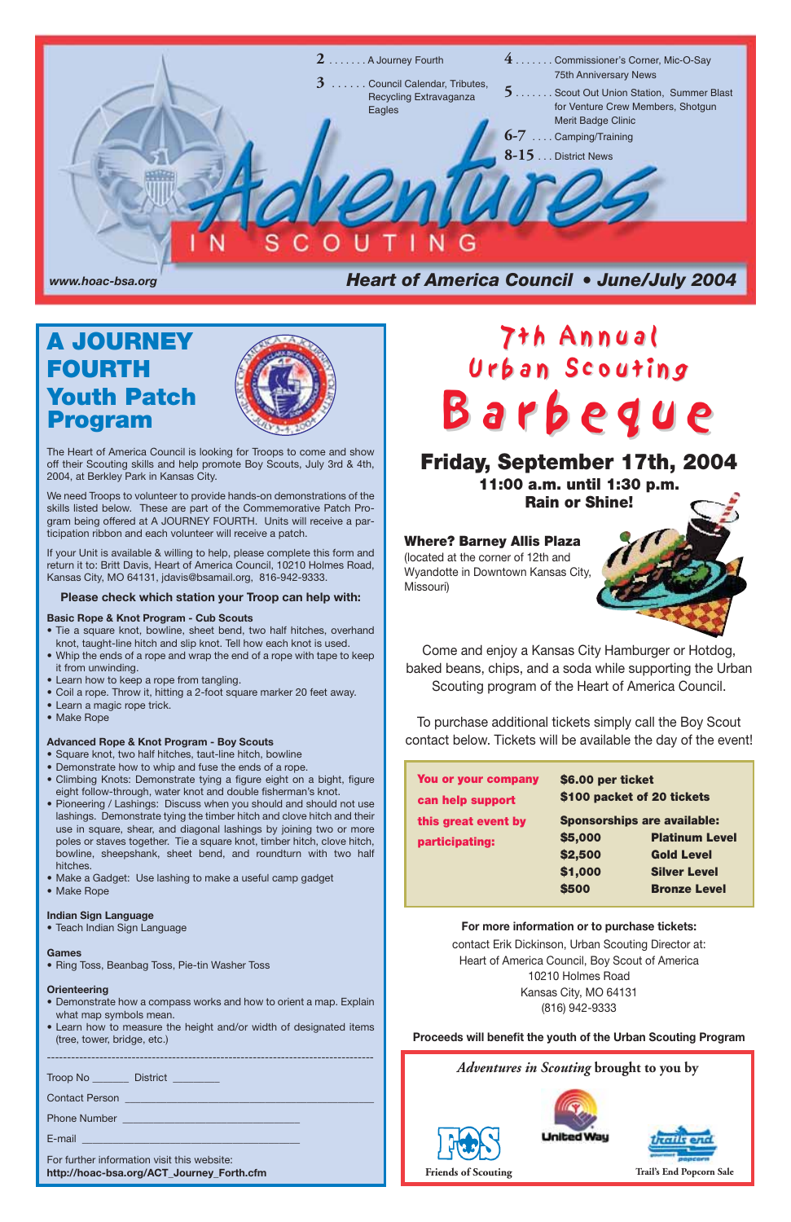2 . . . . . . . A Journey Fourth

3 . . . . . . Council Calendar, Tributes, Recycling Extravaganza Eagles

4 . . . . . . . Commissioner's Corner, Mic-O-Say 75th Anniversary News

5 . . . . . . . Scout Out Union Station, Summer Blast for Venture Crew Members, Shotgun Merit Badge Clinic

6-7 . . . . Camping/Training

8-15 . . . District News

# Adventures IN SCOUTING

www.hoac-bsa.org

**Heart of America Council • June/July 2004**

## A JOURNEY FOURTH Youth Patch Program

The Heart of America Council is looking for Troops to come and show off their Scouting skills and help promote Boy Scouts, July 3rd & 4th, 2004, at Berkley Park in Kansas City.

We need Troops to volunteer to provide hands-on demonstrations of the skills listed below. These are part of the Commemorative Patch Program being offered at A JOURNEY FOURTH. Units will receive a participation ribbon and each volunteer will receive a patch.

If your Unit is available & willing to help, please complete this form and return it to: Britt Davis, Heart of America Council, 10210 Holmes Road, Kansas City, MO 64131, jdavis@bsamail.org, 816-942-9333.

**Please check which station your Troop can help with:**

**Basic Rope & Knot Program - Cub Scouts**

- Tie a square knot, bowline, sheet bend, two half hitches, overhand knot, taught-line hitch and slip knot. Tell how each knot is used.
- Whip the ends of a rope and wrap the end of a rope with tape to keep it from unwinding.
- Learn how to keep a rope from tangling.
- Coil a rope. Throw it, hitting a 2-foot square marker 20 feet away.
- Learn a magic rope trick.
- Make Rope

**Advanced Rope & Knot Program - Boy Scouts**

- Square knot, two half hitches, taut-line hitch, bowline
- Demonstrate how to whip and fuse the ends of a rope.
- Climbing Knots: Demonstrate tying a figure eight on a bight, figure eight follow-through, water knot and double fisherman's knot.
- Pioneering / Lashings: Discuss when you should and should not use lashings. Demonstrate tying the timber hitch and clove hitch and their use in square, shear, and diagonal lashings by joining two or more poles or staves together. Tie a square knot, timber hitch, clove hitch, bowline, sheepshank, sheet bend, and roundturn with two half hitches.
- Make a Gadget: Use lashing to make a useful camp gadget
- Make Rope

**Indian Sign Language**

- Teach Indian Sign Language

**Games**

- Ring Toss, Beanbag Toss, Pie-tin Washer Toss

**Orienteering**

- Demonstrate how a compass works and how to orient a map. Explain what map symbols mean.
- Learn how to measure the height and/or width of designated items (tree, tower, bridge, etc.)

---

Troop No ______ District ________

Contact Person ____________________

Phone Number ____________________

E-mail ____________________

For further information visit this website:
**http://hoac-bsa.org/ACT_Journey_Forth.cfm**

## 7th Annual Urban Scouting Barbeque

**Friday, September 17th, 2004**
**11:00 a.m. until 1:30 p.m.**
**Rain or Shine!**

**Where? Barney Allis Plaza**
(located at the corner of 12th and Wyandotte in Downtown Kansas City, Missouri)

Come and enjoy a Kansas City Hamburger or Hotdog, baked beans, chips, and a soda while supporting the Urban Scouting program of the Heart of America Council.

To purchase additional tickets simply call the Boy Scout contact below. Tickets will be available the day of the event!

**You or your company can help support this great event by participating:**

**$6.00 per ticket**
**$100 packet of 20 tickets**

**Sponsorships are available:**

| | |
|---|---|
| **$5,000** | **Platinum Level** |
| **$2,500** | **Gold Level** |
| **$1,000** | **Silver Level** |
| **$500** | **Bronze Level** |

**For more information or to purchase tickets:**
contact Erik Dickinson, Urban Scouting Director at:
Heart of America Council, Boy Scout of America
10210 Holmes Road
Kansas City, MO 64131
(816) 942-9333

**Proceeds will benefit the youth of the Urban Scouting Program**

*Adventures in Scouting* brought to you by

Friends of Scouting   United Way   Trail's End Popcorn Sale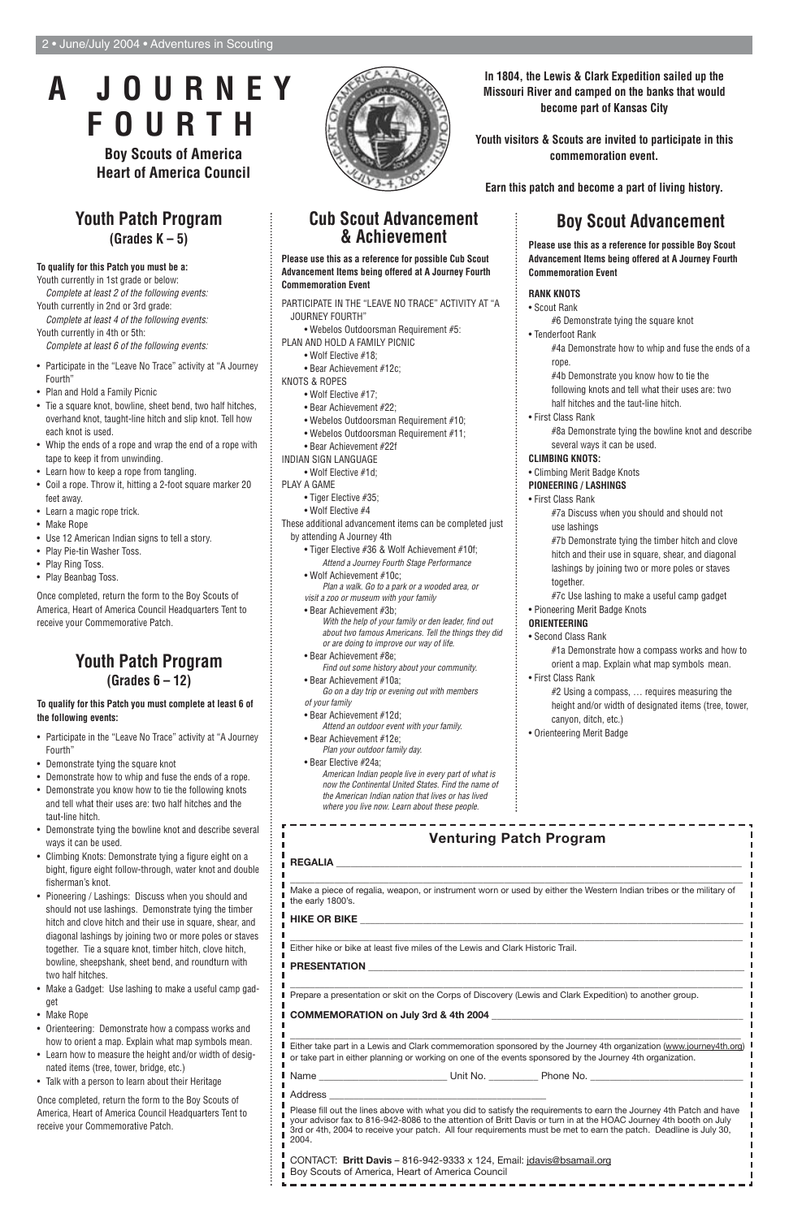# A JOURNEY FOURTH

**Boy Scouts of America**
**Heart of America Council**

**In 1804, the Lewis & Clark Expedition sailed up the Missouri River and camped on the banks that would become part of Kansas City**

**Youth visitors & Scouts are invited to participate in this commemoration event.**

**Earn this patch and become a part of living history.**

## Youth Patch Program
### (Grades K – 5)

**To qualify for this Patch you must be a:**

Youth currently in 1st grade or below:
*Complete at least 2 of the following events:*
Youth currently in 2nd or 3rd grade:
*Complete at least 4 of the following events:*
Youth currently in 4th or 5th:
*Complete at least 6 of the following events:*

- Participate in the "Leave No Trace" activity at "A Journey Fourth"
- Plan and Hold a Family Picnic
- Tie a square knot, bowline, sheet bend, two half hitches, overhand knot, taught-line hitch and slip knot. Tell how each knot is used.
- Whip the ends of a rope and wrap the end of a rope with tape to keep it from unwinding.
- Learn how to keep a rope from tangling.
- Coil a rope. Throw it, hitting a 2-foot square marker 20 feet away.
- Learn a magic rope trick.
- Make Rope
- Use 12 American Indian signs to tell a story.
- Play Pie-tin Washer Toss.
- Play Ring Toss.
- Play Beanbag Toss.

Once completed, return the form to the Boy Scouts of America, Heart of America Council Headquarters Tent to receive your Commemorative Patch.

## Youth Patch Program
### (Grades 6 – 12)

**To qualify for this Patch you must complete at least 6 of the following events:**

- Participate in the "Leave No Trace" activity at "A Journey Fourth"
- Demonstrate tying the square knot
- Demonstrate how to whip and fuse the ends of a rope.
- Demonstrate you know how to tie the following knots and tell what their uses are: two half hitches and the taut-line hitch.
- Demonstrate tying the bowline knot and describe several ways it can be used.
- Climbing Knots: Demonstrate tying a figure eight on a bight, figure eight follow-through, water knot and double fisherman's knot.
- Pioneering / Lashings: Discuss when you should and should not use lashings. Demonstrate tying the timber hitch and clove hitch and their use in square, shear, and diagonal lashings by joining two or more poles or staves together. Tie a square knot, timber hitch, clove hitch, bowline, sheepshank, sheet bend, and roundturn with two half hitches.
- Make a Gadget: Use lashing to make a useful camp gadget
- Make Rope
- Orienteering: Demonstrate how a compass works and how to orient a map. Explain what map symbols mean.
- Learn how to measure the height and/or width of designated items (tree, tower, bridge, etc.)
- Talk with a person to learn about their Heritage

Once completed, return the form to the Boy Scouts of America, Heart of America Council Headquarters Tent to receive your Commemorative Patch.

## Cub Scout Advancement & Achievement

**Please use this as a reference for possible Cub Scout Advancement Items being offered at A Journey Fourth Commemoration Event**

PARTICIPATE IN THE "LEAVE NO TRACE" ACTIVITY AT "A JOURNEY FOURTH"
- Webelos Outdoorsman Requirement #5:

PLAN AND HOLD A FAMILY PICNIC
- Wolf Elective #18;
- Bear Achievement #12c;

KNOTS & ROPES
- Wolf Elective #17;
- Bear Achievement #22;
- Webelos Outdoorsman Requirement #10;
- Webelos Outdoorsman Requirement #11;
- Bear Achievement #22f

INDIAN SIGN LANGUAGE
- Wolf Elective #1d;

PLAY A GAME
- Tiger Elective #35;
- Wolf Elective #4

These additional advancement items can be completed just by attending A Journey 4th
- Tiger Elective #36 & Wolf Achievement #10f;
  *Attend a Journey Fourth Stage Performance*
- Wolf Achievement #10c;
  *Plan a walk. Go to a park or a wooded area, or visit a zoo or museum with your family*
- Bear Achievement #3b;
  *With the help of your family or den leader, find out about two famous Americans. Tell the things they did or are doing to improve our way of life.*
- Bear Achievement #8e;
  *Find out some history about your community.*
- Bear Achievement #10a;
  *Go on a day trip or evening out with members of your family*
- Bear Achievement #12d;
  *Attend an outdoor event with your family.*
- Bear Achievement #12e;
  *Plan your outdoor family day.*
- Bear Elective #24a;
  *American Indian people live in every part of what is now the Continental United States. Find the name of the American Indian nation that lives or has lived where you live now. Learn about these people.*

## Boy Scout Advancement

**Please use this as a reference for possible Boy Scout Advancement Items being offered at A Journey Fourth Commemoration Event**

**RANK KNOTS**
- Scout Rank
  - #6 Demonstrate tying the square knot
- Tenderfoot Rank
  - #4a Demonstrate how to whip and fuse the ends of a rope.
  - #4b Demonstrate you know how to tie the following knots and tell what their uses are: two half hitches and the taut-line hitch.
- First Class Rank
  - #8a Demonstrate tying the bowline knot and describe several ways it can be used.

**CLIMBING KNOTS:**
- Climbing Merit Badge Knots

**PIONEERING / LASHINGS**
- First Class Rank
  - #7a Discuss when you should and should not use lashings
  - #7b Demonstrate tying the timber hitch and clove hitch and their use in square, shear, and diagonal lashings by joining two or more poles or staves together.
  - #7c Use lashing to make a useful camp gadget
- Pioneering Merit Badge Knots

**ORIENTEERING**
- Second Class Rank
  - #1a Demonstrate how a compass works and how to orient a map. Explain what map symbols mean.
- First Class Rank
  - #2 Using a compass, … requires measuring the height and/or width of designated items (tree, tower, canyon, ditch, etc.)
- Orienteering Merit Badge

## Venturing Patch Program

**REGALIA** ______________________________

Make a piece of regalia, weapon, or instrument worn or used by either the Western Indian tribes or the military of the early 1800's.

**HIKE OR BIKE** ______________________________

Either hike or bike at least five miles of the Lewis and Clark Historic Trail.

**PRESENTATION** ______________________________

Prepare a presentation or skit on the Corps of Discovery (Lewis and Clark Expedition) to another group.

**COMMEMORATION on July 3rd & 4th 2004** ______________________________

Either take part in a Lewis and Clark commemoration sponsored by the Journey 4th organization (www.journey4th.org) or take part in either planning or working on one of the events sponsored by the Journey 4th organization.

Name ____________________ Unit No. _________ Phone No. ____________________

Address ______________________________

Please fill out the lines above with what you did to satisfy the requirements to earn the Journey 4th Patch and have your advisor fax to 816-942-8086 to the attention of Britt Davis or turn in at the HOAC Journey 4th booth on July 3rd or 4th, 2004 to receive your patch. All four requirements must be met to earn the patch. Deadline is July 30, 2004.

CONTACT: **Britt Davis** – 816-942-9333 x 124, Email: jdavis@bsamail.org
Boy Scouts of America, Heart of America Council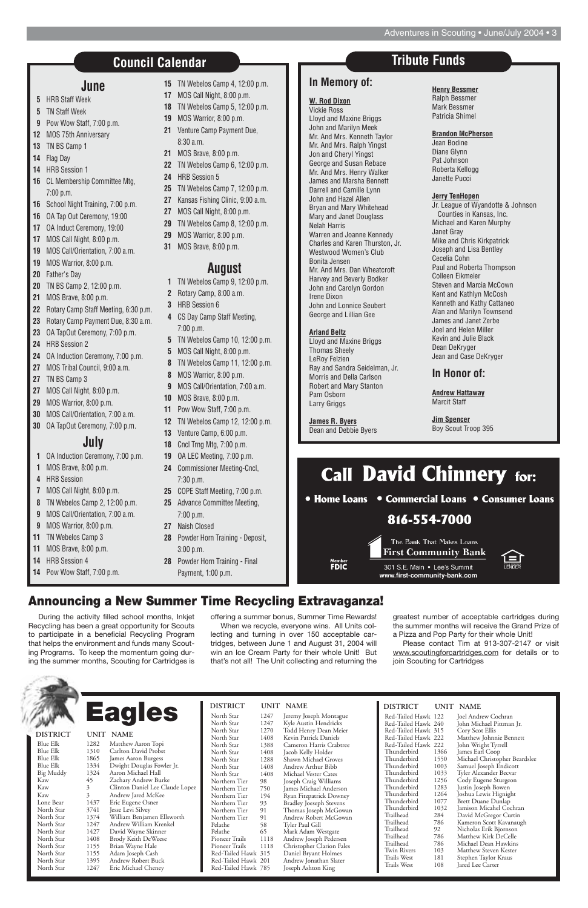## Council Calendar

### June

- **5** HRB Staff Week
- **5** TN Staff Week
- **9** Pow Wow Staff, 7:00 p.m.
- **12** MOS 75th Anniversary
- **13** TN BS Camp 1
- **14** Flag Day
- **14** HRB Session 1
- **16** CL Membership Committee Mtg, 7:00 p.m.
- **16** School Night Training, 7:00 p.m.
- **16** OA Tap Out Ceremony, 19:00
- **17** OA Induct Ceremony, 19:00
- **17** MOS Call Night, 8:00 p.m.
- **19** MOS Call/Orientation, 7:00 a.m.
- **19** MOS Warrior, 8:00 p.m.
- **20** Father's Day
- **20** TN BS Camp 2, 12:00 p.m.
- **21** MOS Brave, 8:00 p.m.
- **22** Rotary Camp Staff Meeting, 6:30 p.m.
- **23** Rotary Camp Payment Due, 8:30 a.m.
- **23** OA TapOut Ceremony, 7:00 p.m.
- **24** HRB Session 2
- **24** OA Induction Ceremony, 7:00 p.m.
- **27** MOS Tribal Council, 9:00 a.m.
- **27** TN BS Camp 3
- **27** MOS Call Night, 8:00 p.m.
- **29** MOS Warrior, 8:00 p.m.
- **30** MOS Call/Orientation, 7:00 a.m.
- **30** OA TapOut Ceremony, 7:00 p.m.

### July

- **1** OA Induction Ceremony, 7:00 p.m.
- **1** MOS Brave, 8:00 p.m.
- **4** HRB Session
- **7** MOS Call Night, 8:00 p.m.
- **8** TN Webelos Camp 2, 12:00 p.m.
- **9** MOS Call/Orientation, 7:00 a.m.
- **9** MOS Warrior, 8:00 p.m.
- **11** TN Webelos Camp 3
- **11** MOS Brave, 8:00 p.m.
- **14** HRB Session 4
- **14** Pow Wow Staff, 7:00 p.m.
- **15** TN Webelos Camp 4, 12:00 p.m.
- **17** MOS Call Night, 8:00 p.m.
- **18** TN Webelos Camp 5, 12:00 p.m.
- **19** MOS Warrior, 8:00 p.m.
- **21** Venture Camp Payment Due, 8:30 a.m.
- **21** MOS Brave, 8:00 p.m.
- **22** TN Webelos Camp 6, 12:00 p.m.
- **24** HRB Session 5
- **25** TN Webelos Camp 7, 12:00 p.m.
- **27** Kansas Fishing Clinic, 9:00 a.m.
- **27** MOS Call Night, 8:00 p.m.
- **29** TN Webelos Camp 8, 12:00 p.m.
- **29** MOS Warrior, 8:00 p.m.
- **31** MOS Brave, 8:00 p.m.

### August

- **1** TN Webelos Camp 9, 12:00 p.m.
- **2** Rotary Camp, 8:00 a.m.
- **3** HRB Session 6
- **4** CS Day Camp Staff Meeting, 7:00 p.m.
- **5** TN Webelos Camp 10, 12:00 p.m.
- **5** MOS Call Night, 8:00 p.m.
- **8** TN Webelos Camp 11, 12:00 p.m.
- **8** MOS Warrior, 8:00 p.m.
- **9** MOS Call/Orientation, 7:00 a.m.
- **10** MOS Brave, 8:00 p.m.
- **11** Pow Wow Staff, 7:00 p.m.
- **12** TN Webelos Camp 12, 12:00 p.m.
- **13** Venture Camp, 6:00 p.m.
- **18** Cncl Trng Mtg, 7:00 p.m.
- **19** OA LEC Meeting, 7:00 p.m.
- **24** Commissioner Meeting-Cncl, 7:30 p.m.
- **25** COPE Staff Meeting, 7:00 p.m.
- **25** Advance Committee Meeting, 7:00 p.m.
- **27** Naish Closed
- **28** Powder Horn Training - Deposit, 3:00 p.m.
- **28** Powder Horn Training - Final Payment, 1:00 p.m.

## Tribute Funds

### In Memory of:

**W. Rod Dixon**
Vickie Ross
Lloyd and Maxine Briggs
John and Marilyn Meek
Mr. And Mrs. Kenneth Taylor
Mr. And Mrs. Ralph Yingst
Jon and Cheryl Yingst
George and Susan Rebace
Mr. And Mrs. Henry Walker
James and Marsha Bennett
Darrell and Camille Lynn
John and Hazel Allen
Bryan and Mary Whitehead
Mary and Janet Douglass
Nelah Harris
Warren and Joanne Kennedy
Charles and Karen Thurston, Jr.
Westwood Women's Club
Bonita Jensen
Mr. And Mrs. Dan Wheatcroft
Harvey and Beverly Bodker
John and Carolyn Gordon
Irene Dixon
John and Lonnice Seubert
George and Lillian Gee

**Arland Beltz**
Lloyd and Maxine Briggs
Thomas Sheely
LeRoy Felzien
Ray and Sandra Seidelman, Jr.
Morris and Della Carlson
Robert and Mary Stanton
Pam Osborn
Larry Griggs

**James R. Byers**
Dean and Debbie Byers

**Henry Bessmer**
Ralph Bessmer
Mark Bessmer
Patricia Shimel

**Brandon McPherson**
Jean Bodine
Diane Glynn
Pat Johnson
Roberta Kellogg
Janette Pucci

**Jerry TenHopen**
Jr. League of Wyandotte & Johnson Counties in Kansas, Inc.
Michael and Karen Murphy
Janet Gray
Mike and Chris Kirkpatrick
Joseph and Lisa Bentley
Cecelia Cohn
Paul and Roberta Thompson
Colleen Eikmeier
Steven and Marcia McCown
Kent and Kathlyn McCosh
Kenneth and Kathy Cattaneo
Alan and Marilyn Townsend
James and Janet Zerbe
Joel and Helen Miller
Kevin and Julie Black
Dean DeKryger
Jean and Case DeKryger

### In Honor of:

**Andrew Hattaway**
Marcit Staff

**Jim Spencer**
Boy Scout Troop 395

---

**Call David Chinnery for:**

• Home Loans • Commercial Loans • Consumer Loans

**816-554-7000**

The Bank That Makes Loans
**First Community Bank**
301 S.E. Main • Lee's Summit
www.first-community-bank.com

Member FDIC — Equal Housing Lender

---

## Announcing a New Summer Time Recycling Extravaganza!

During the activity filled school months, Inkjet Recycling has been a great opportunity for Scouts to participate in a beneficial Recycling Program that helps the environment and funds many Scouting Programs. To keep the momentum going during the summer months, Scouting for Cartridges is offering a summer bonus, Summer Time Rewards!

When we recycle, everyone wins. All Units collecting and turning in over 150 acceptable cartridges, between June 1 and August 31, 2004 will win an Ice Cream Party for their whole Unit! But that's not all! The Unit collecting and returning the greatest number of acceptable cartridges during the summer months will receive the Grand Prize of a Pizza and Pop Party for their whole Unit!

Please contact Tim at 913-307-2147 or visit www.scoutingforcartridges.com for details or to join Scouting for Cartridges

## Eagles

| DISTRICT | UNIT | NAME |
|---|---|---|
| Blue Elk | 1282 | Matthew Aaron Topi |
| Blue Elk | 1310 | Carlton David Probst |
| Blue Elk | 1865 | James Aaron Burgess |
| Blue Elk | 1334 | Dwight Douglas Fowler Jr. |
| Big Muddy | 1324 | Aaron Michael Hall |
| Kaw | 45 | Zachary Andrew Burke |
| Kaw | 3 | Clinton Daniel Lee Claude Lopez |
| Kaw | 3 | Andrew Jared McKee |
| Lone Bear | 1437 | Eric Eugene Osner |
| North Star | 3741 | Jesse Levi Silvey |
| North Star | 1374 | William Benjamen Ellsworth |
| North Star | 1247 | Andrew William Krenkel |
| North Star | 1427 | David Wayne Skinner |
| North Star | 1408 | Brody Keith DeWeese |
| North Star | 1155 | Brian Wayne Hale |
| North Star | 1155 | Adam Joseph Cash |
| North Star | 1395 | Andrew Robert Buck |
| North Star | 1247 | Eric Michael Cheney |
| North Star | 1247 | Jeremy Joseph Montague |
| North Star | 1247 | Kyle Austin Hendricks |
| North Star | 1270 | Todd Henry Dean Meier |
| North Star | 1408 | Kevin Patrick Daniels |
| North Star | 1388 | Cameron Harris Crabtree |
| North Star | 1408 | Jacob Kelly Holder |
| North Star | 1288 | Shawn Michael Groves |
| North Star | 1408 | Andrew Arthur Bibb |
| North Star | 1408 | Michael Vester Cates |
| Northern Tier | 98 | Joseph Craig Williams |
| Northern Tier | 750 | James Michael Anderson |
| Northern Tier | 194 | Ryan Fitzpatrick Downey |
| Northern Tier | 93 | Bradley Joeseph Stevens |
| Northern Tier | 91 | Thomas Joseph McGowan |
| Northern Tier | 91 | Andrew Robert McGowan |
| Pelathe | 58 | Tyler Paul Gill |
| Pelathe | 65 | Mark Adam Westgate |
| Pioneer Trails | 1118 | Andrew Joseph Pedersen |
| Pioneer Trails | 1118 | Christopher Clarion Fales |
| Red-Tailed Hawk | 315 | Daniel Bryant Holmes |
| Red-Tailed Hawk | 201 | Andrew Jonathan Slater |
| Red-Tailed Hawk | 785 | Joseph Ashton King |
| Red-Tailed Hawk | 122 | Joel Andrew Cochran |
| Red-Tailed Hawk | 240 | John Michael Pittman Jr. |
| Red-Tailed Hawk | 315 | Cory Scot Ellis |
| Red-Tailed Hawk | 222 | Matthew Johnnie Bennett |
| Red-Tailed Hawk | 222 | John Wright Tyrrell |
| Thunderbird | 1366 | James Earl Coop |
| Thunderbird | 1550 | Michael Christopher Beardslee |
| Thunderbird | 1003 | Samuel Joseph Endicott |
| Thunderbird | 1033 | Tyler Alexander Becvar |
| Thunderbird | 1256 | Cody Eugene Sturgeon |
| Thunderbird | 1283 | Justin Joseph Bowen |
| Thunderbird | 1264 | Joshua Lewis Hignight |
| Thunderbird | 1077 | Brett Duane Dunlap |
| Thunderbird | 1032 | Jamison Micahel Cochran |
| Trailhead | 284 | David McGregor Curtin |
| Trailhead | 786 | Kameron Scott Kavanaugh |
| Trailhead | 92 | Nicholas Erik Bjornson |
| Trailhead | 786 | Matthew Kirk DeCelle |
| Trailhead | 786 | Michael Dean Hawkins |
| Twin Rivers | 103 | Matthew Steven Kester |
| Trails West | 181 | Stephen Taylor Kraus |
| Trails West | 108 | Jared Lee Carter |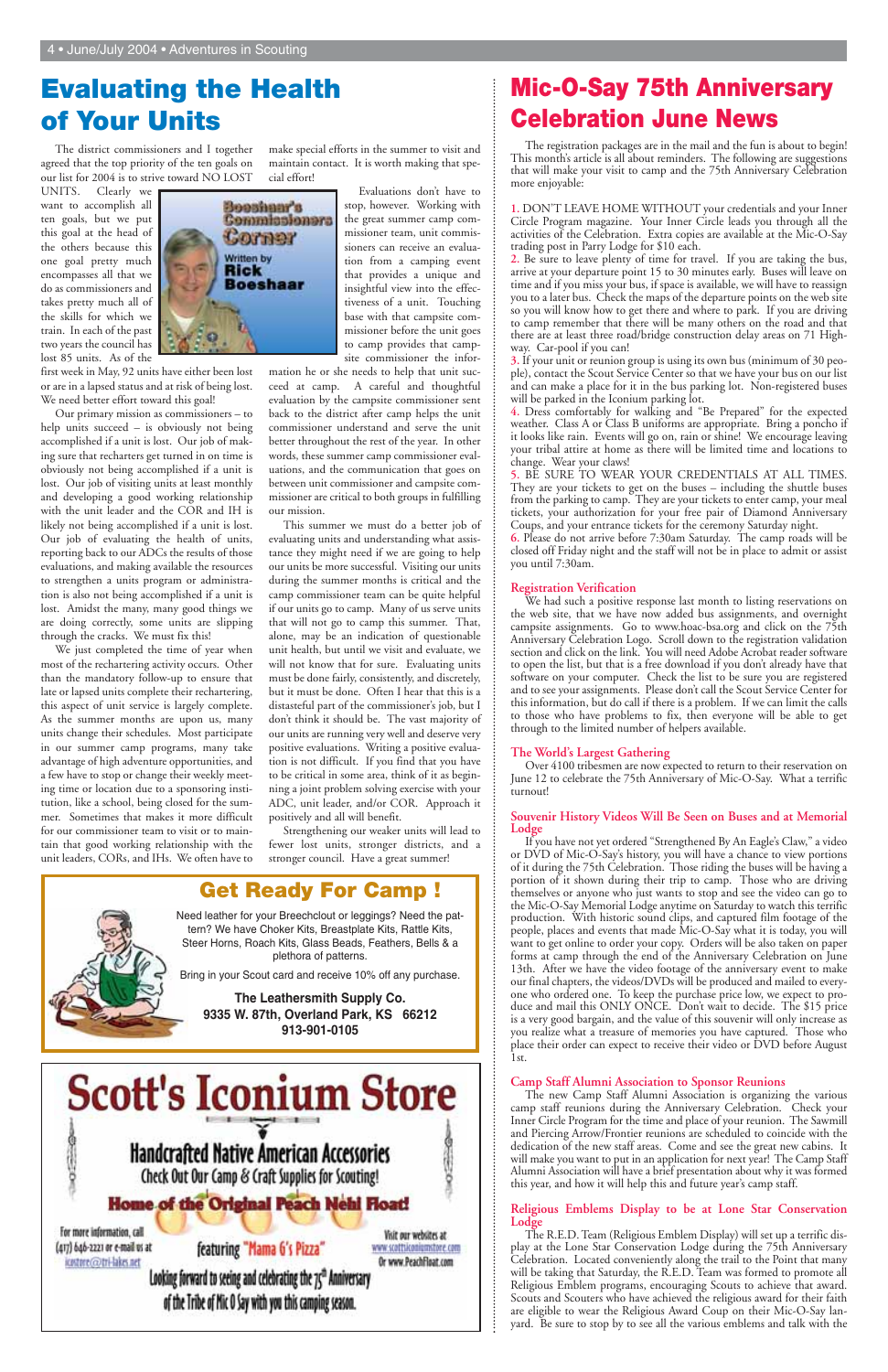# Evaluating the Health of Your Units

**Boeshaar's Commissioners Corner**
Written by **Rick Boeshaar**

The district commissioners and I together agreed that the top priority of the ten goals on our list for 2004 is to strive toward NO LOST UNITS. Clearly we want to accomplish all ten goals, but we put this goal at the head of the others because this one goal pretty much encompasses all that we do as commissioners and takes pretty much all of the skills for which we train. In each of the past two years the council has lost 85 units. As of the first week in May, 92 units have either been lost or are in a lapsed status and at risk of being lost. We need better effort toward this goal!

Our primary mission as commissioners – to help units succeed – is obviously not being accomplished if a unit is lost. Our job of making sure that rechartes get turned in on time is obviously not being accomplished if a unit is lost. Our job of visiting units at least monthly and developing a good working relationship with the unit leader and the COR and IH is likely not being accomplished if a unit is lost. Our job of evaluating the health of units, reporting back to our ADCs the results of those evaluations, and making available the resources to strengthen a units program or administration is also not being accomplished if a unit is lost. Amidst the many, many good things we are doing correctly, some units are slipping through the cracks. We must fix this!

We just completed the time of year when most of the rechartering activity occurs. Other than the mandatory follow-up to ensure that late or lapsed units complete their rechartering, this aspect of unit service is largely complete. As the summer months are upon us, many units change their schedules. Most participate in our summer camp programs, many take advantage of high adventure opportunities, and a few have to stop or change their weekly meeting time or location due to a sponsoring institution, like a school, being closed for the summer. Sometimes that makes it more difficult for our commissioner team to visit or to maintain that good working relationship with the unit leaders, CORs, and IHs. We often have to make special efforts in the summer to visit and maintain contact. It is worth making that special effort!

Evaluations don't have to stop, however. Working with the great summer camp commissioner team, unit commissioners can receive an evaluation from a camping event that provides a unique and insightful view into the effectiveness of a unit. Touching base with that campsite commissioner before the unit goes to camp provides that campsite commissioner the information he or she needs to help that unit succeed at camp. A careful and thoughtful evaluation by the campsite commissioner sent back to the district after camp helps the unit commissioner understand and serve the unit better throughout the rest of the year. In other words, these summer camp commissioner evaluations, and the communication that goes on between unit commissioner and campsite commissioner are critical to both groups in fulfilling our mission.

This summer we must do a better job of evaluating units and understanding what assistance they might need if we are going to help our units be more successful. Visiting our units during the summer months is critical and the camp commissioner team can be quite helpful if our units go to camp. Many of us serve units that will not go to camp this summer. That, alone, may be an indication of questionable unit health, but until we visit and evaluate, we will not know that for sure. Evaluating units must be done fairly, consistently, and discretely, but it must be done. Often I hear that this is a distasteful part of the commissioner's job, but I don't think it should be. The vast majority of our units are running very well and deserve very positive evaluations. Writing a positive evaluation is not difficult. If you find that you have to be critical in some area, think of it as beginning a joint problem solving exercise with your ADC, unit leader, and/or COR. Approach it positively and all will benefit.

Strengthening our weaker units will lead to fewer lost units, stronger districts, and a stronger council. Have a great summer!

## Get Ready For Camp !

Need leather for your Breechclout or leggings? Need the pattern? We have Choker Kits, Breastplate Kits, Rattle Kits, Steer Horns, Roach Kits, Glass Beads, Feathers, Bells & a plethora of patterns.

Bring in your Scout card and receive 10% off any purchase.

**The Leathersmith Supply Co.**
**9335 W. 87th, Overland Park, KS 66212**
**913-901-0105**

## Scott's Iconium Store

**Handcrafted Native American Accessories**
**Check Out Our Camp & Craft Supplies for Scouting!**
**Home of the Original Peach Nehi Float!**

For more information, call (417) 646-2221 or e-mail us at icstore@tri-lakes.net

featuring "Mama G's Pizza"

Visit our websites at www.scotticoniumstore.com Or www.PeachFloat.com

Looking forward to seeing and celebrating the 75th Anniversary of the Tribe of Mic O Say with you this camping season.

# Mic-O-Say 75th Anniversary Celebration June News

The registration packages are in the mail and the fun is about to begin! This month's article is all about reminders. The following are suggestions that will make your visit to camp and the 75th Anniversary Celebration more enjoyable:

1. DON'T LEAVE HOME WITHOUT your credentials and your Inner Circle Program magazine. Your Inner Circle leads you through all the activities of the Celebration. Extra copies are available at the Mic-O-Say trading post in Parry Lodge for $10 each.
2. Be sure to leave plenty of time for travel. If you are taking the bus, arrive at your departure point 15 to 30 minutes early. Buses will leave on time and if you miss your bus, if space is available, we will have to reassign you to a later bus. Check the maps of the departure points on the web site so you will know how to get there and where to park. If you are driving to camp remember that there will be many others on the road and that there are at least three road/bridge construction delay areas on 71 Highway. Car-pool if you can!
3. If your unit or reunion group is using its own bus (minimum of 30 people), contact the Scout Service Center so that we have your bus on our list and can make a place for it in the bus parking lot. Non-registered buses will be parked in the Iconium parking lot.
4. Dress comfortably for walking and "Be Prepared" for the expected weather. Class A or Class B uniforms are appropriate. Bring a poncho if it looks like rain. Events will go on, rain or shine! We encourage leaving your tribal attire at home as there will be limited time and locations to change. Wear your claws!
5. BE SURE TO WEAR YOUR CREDENTIALS AT ALL TIMES. They are your tickets to get on the buses – including the shuttle buses from the parking to camp. They are your tickets to enter camp, your meal tickets, your authorization for your free pair of Diamond Anniversary Coups, and your entrance tickets for the ceremony Saturday night.
6. Please do not arrive before 7:30am Saturday. The camp roads will be closed off Friday night and the staff will not be in place to admit or assist you until 7:30am.

### Registration Verification

We had such a positive response last month to listing reservations on the web site, that we have now added bus assignments, and overnight campsite assignments. Go to www.hoac-bsa.org and click on the 75th Anniversary Celebration Logo. Scroll down to the registration validation section and click on the link. You will need Adobe Acrobat reader software to open the list, but that is a free download if you don't already have that software on your computer. Check the list to be sure you are registered and to see your assignments. Please don't call the Scout Service Center for this information, but do call if there is a problem. If we can limit the calls to those who have problems to fix, then everyone will be able to get through to the limited number of helpers available.

### The World's Largest Gathering

Over 4100 tribesmen are now expected to return to their reservation on June 12 to celebrate the 75th Anniversary of Mic-O-Say. What a terrific turnout!

### Souvenir History Videos Will Be Seen on Buses and at Memorial Lodge

If you have not yet ordered "Strengthened By An Eagle's Claw," a video or DVD of Mic-O-Say's history, you will have a chance to view portions of it during the 75th Celebration. Those riding the buses will be having a portion of it shown during their trip to camp. Those who are driving themselves or anyone who just wants to stop and see the video can go to the Mic-O-Say Memorial Lodge anytime on Saturday to watch this terrific production. With historic sound clips, and captured film footage of the people, places and events that made Mic-O-Say what it is today, you will want to get online to order your copy. Orders will be also taken on paper forms at camp through the end of the Anniversary Celebration on June 13th. After we have the video footage of the anniversary event to make our final chapters, the videos/DVDs will be produced and mailed to everyone who ordered one. To keep the purchase price low, we expect to produce and mail this ONLY ONCE. Don't wait to decide. The $15 price is a very good bargain, and the value of this souvenir will only increase as you realize what a treasure of memories you have captured. Those who place their order can expect to receive their video or DVD before August 1st.

### Camp Staff Alumni Association to Sponsor Reunions

The new Camp Staff Alumni Association is organizing the various camp staff reunions during the Anniversary Celebration. Check your Inner Circle Program for the time and place of your reunion. The Sawmill and Piercing Arrow/Frontier reunions are scheduled to coincide with the dedication of the new staff areas. Come and see the great new cabins. It will make you want to put in an application for next year! The Camp Staff Alumni Association will have a brief presentation about why it was formed this year, and how it will help this and future year's camp staff.

### Religious Emblems Display to be at Lone Star Conservation Lodge

The R.E.D. Team (Religious Emblem Display) will set up a terrific display at the Lone Star Conservation Lodge during the 75th Anniversary Celebration. Located conveniently along the trail to the Point that many will be taking that Saturday, the R.E.D. Team was formed to promote all Religious Emblem programs, encouraging Scouts to achieve that award. Scouts and Scouters who have achieved the religious award for their faith are eligible to wear the Religious Award Coup on their Mic-O-Say lanyard. Be sure to stop by to see all the various emblems and talk with the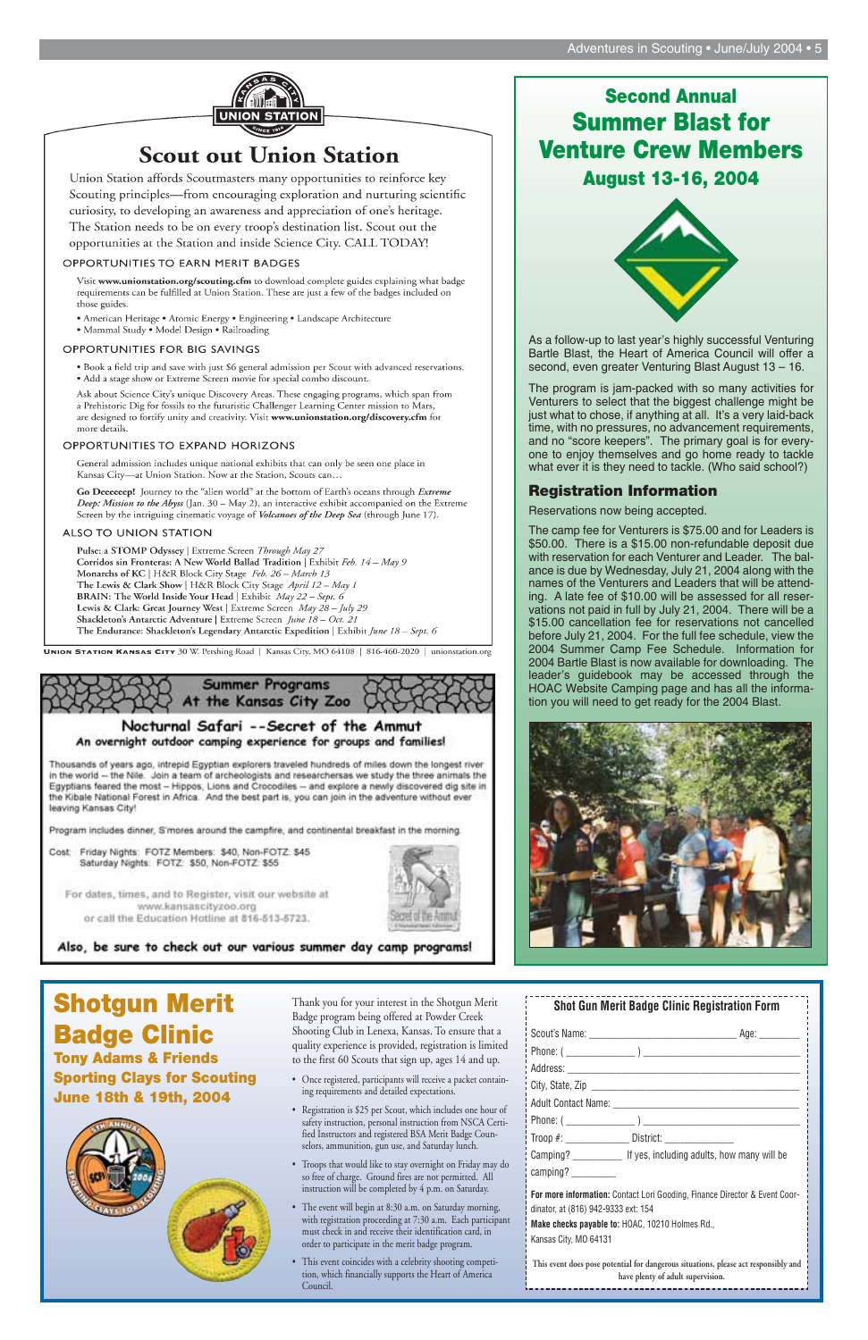# Scout out Union Station

Union Station affords Scoutmasters many opportunities to reinforce key Scouting principles—from encouraging exploration and nurturing scientific curiosity, to developing an awareness and appreciation of one's heritage. The Station needs to be on every troop's destination list. Scout out the opportunities at the Station and inside Science City. CALL TODAY!

## OPPORTUNITIES TO EARN MERIT BADGES

Visit **www.unionstation.org/scouting.cfm** to download complete guides explaining what badge requirements can be fulfilled at Union Station. These are just a few of the badges included on those guides.

- American Heritage • Atomic Energy • Engineering • Landscape Architecture
- Mammal Study • Model Design • Railroading

## OPPORTUNITIES FOR BIG SAVINGS

- Book a field trip and save with just $6 general admission per Scout with advanced reservations.
- Add a stage show or Extreme Screen movie for special combo discount.

Ask about Science City's unique Discovery Areas. These engaging programs, which span from a Prehistoric Dig for fossils to the futuristic Challenger Learning Center mission to Mars, are designed to fortify unity and creativity. Visit **www.unionstation.org/discovery.cfm** for more details.

## OPPORTUNITIES TO EXPAND HORIZONS

General admission includes unique national exhibits that can only be seen one place in Kansas City—at Union Station. Now at the Station, Scouts can…

**Go Deeeeeep!** Journey to the "alien world" at the bottom of Earth's oceans through *Extreme Deep: Mission to the Abyss* (Jan. 30 – May 2), an interactive exhibit accompanied on the Extreme Screen by the intriguing cinematic voyage of *Volcanoes of the Deep Sea* (through June 17).

## ALSO TO UNION STATION

**Pulse: a STOMP Odyssey** | Extreme Screen *Through May 27*
**Corridos sin Fronteras: A New World Ballad Tradition** | Exhibit *Feb. 14 – May 9*
**Monarchs of KC** | H&R Block City Stage *Feb. 26 – March 13*
**The Lewis & Clark Show** | H&R Block City Stage *April 12 – May 1*
**BRAIN: The World Inside Your Head** | Exhibit *May 22 – Sept. 6*
**Lewis & Clark: Great Journey West** | Extreme Screen *May 28 – July 29*
**Shackleton's Antarctic Adventure** | Extreme Screen *June 18 – Oct. 21*
**The Endurance: Shackleton's Legendary Antarctic Expedition** | Exhibit *June 18 – Sept. 6*

UNION STATION KANSAS CITY 30 W. Pershing Road | Kansas City, MO 64108 | 816-460-2020 | unionstation.org

# Summer Programs At the Kansas City Zoo

## Nocturnal Safari --Secret of the Ammut

**An overnight outdoor camping experience for groups and families!**

Thousands of years ago, intrepid Egyptian explorers traveled hundreds of miles down the longest river in the world -- the Nile. Join a team of archeologists and researchers as we study the three animals the Egyptians feared the most -- Hippos, Lions and Crocodiles -- and explore a newly discovered dig site in the Kibale National Forest in Africa. And the best part is, you can join in the adventure without ever leaving Kansas City!

Program includes dinner, S'mores around the campfire, and continental breakfast in the morning.

Cost: Friday Nights: FOTZ Members: $40, Non-FOTZ: $45
Saturday Nights: FOTZ: $50, Non-FOTZ: $55

For dates, times, and to Register, visit our website at www.kansascityzoo.org or call the Education Hotline at 816-513-5723.

**Also, be sure to check out our various summer day camp programs!**

# Second Annual Summer Blast for Venture Crew Members

## August 13-16, 2004

As a follow-up to last year's highly successful Venturing Bartle Blast, the Heart of America Council will offer a second, even greater Venturing Blast August 13 – 16.

The program is jam-packed with so many activities for Venturers to select that the biggest challenge might be just what to chose, if anything at all. It's a very laid-back time, with no pressures, no advancement requirements, and no "score keepers". The primary goal is for everyone to enjoy themselves and go home ready to tackle what ever it is they need to tackle. (Who said school?)

### Registration Information

Reservations now being accepted.

The camp fee for Venturers is $75.00 and for Leaders is $50.00. There is a $15.00 non-refundable deposit due with reservation for each Venturer and Leader. The balance is due by Wednesday, July 21, 2004 along with the names of the Venturers and Leaders that will be attending. A late fee of $10.00 will be assessed for all reservations not paid in full by July 21, 2004. There will be a $15.00 cancellation fee for reservations not cancelled before July 21, 2004. For the full fee schedule, view the 2004 Summer Camp Fee Schedule. Information for 2004 Bartle Blast is now available for downloading. The leader's guidebook may be accessed through the HOAC Website Camping page and has all the information you will need to get ready for the 2004 Blast.

# Shotgun Merit Badge Clinic

## Tony Adams & Friends Sporting Clays for Scouting June 18th & 19th, 2004

Thank you for your interest in the Shotgun Merit Badge program being offered at Powder Creek Shooting Club in Lenexa, Kansas. To ensure that a quality experience is provided, registration is limited to the first 60 Scouts that sign up, ages 14 and up.

- Once registered, participants will receive a packet containing requirements and detailed expectations.
- Registration is $25 per Scout, which includes one hour of safety instruction, personal instruction from NSCA Certified Instructors and registered BSA Merit Badge Counselors, ammunition, gun use, and Saturday lunch.
- Troops that would like to stay overnight on Friday may do so free of charge. Ground fires are not permitted. All instruction will be completed by 4 p.m. on Saturday.
- The event will begin at 8:30 a.m. on Saturday morning, with registration proceeding at 7:30 a.m. Each participant must check in and receive their identification card, in order to participate in the merit badge program.
- This event coincides with a celebrity shooting competition, which financially supports the Heart of America Council.

### Shot Gun Merit Badge Clinic Registration Form

Scout's Name: ______________________ Age: _______
Phone: ( __________ ) ______________________
Address: ______________________________
City, State, Zip ______________________________
Adult Contact Name: ______________________
Phone: ( __________ ) ______________________
Troop #: __________ District: __________
Camping? _________ If yes, including adults, how many will be camping? _________

**For more information:** Contact Lori Gooding, Finance Director & Event Coordinator, at (816) 942-9333 ext: 154

**Make checks payable to:** HOAC, 10210 Holmes Rd., Kansas City, MO 64131

This event does pose potential for dangerous situations, please act responsibly and have plenty of adult supervision.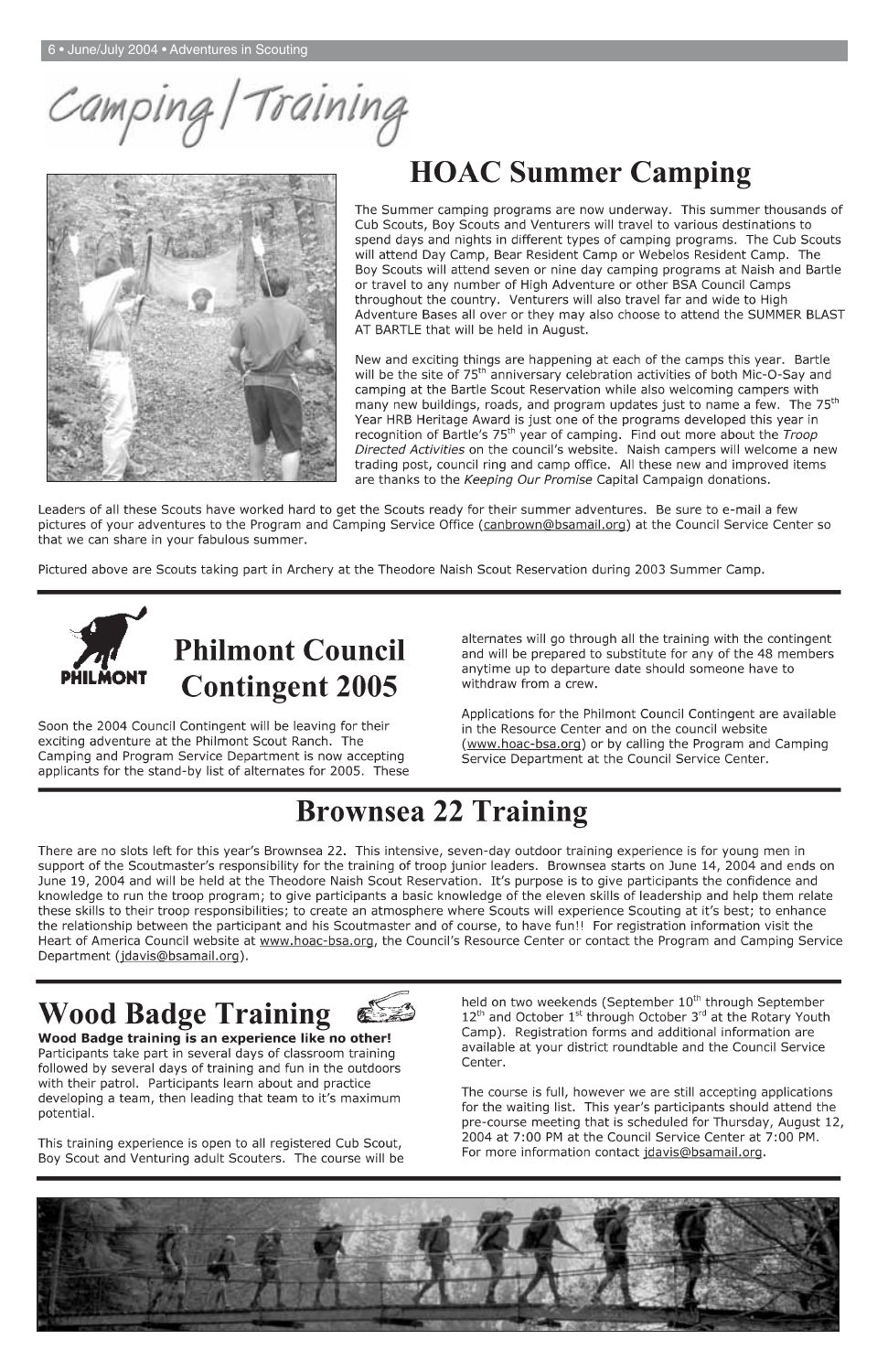# Camping/Training

## HOAC Summer Camping

The Summer camping programs are now underway. This summer thousands of Cub Scouts, Boy Scouts and Venturers will travel to various destinations to spend days and nights in different types of camping programs. The Cub Scouts will attend Day Camp, Bear Resident Camp or Webelos Resident Camp. The Boy Scouts will attend seven or nine day camping programs at Naish and Bartle or travel to any number of High Adventure or other BSA Council Camps throughout the country. Venturers will also travel far and wide to High Adventure Bases all over or they may also choose to attend the SUMMER BLAST AT BARTLE that will be held in August.

New and exciting things are happening at each of the camps this year. Bartle will be the site of 75th anniversary celebration activities of both Mic-O-Say and camping at the Bartle Scout Reservation while also welcoming campers with many new buildings, roads, and program updates just to name a few. The 75th Year HRB Heritage Award is just one of the programs developed this year in recognition of Bartle's 75th year of camping. Find out more about the *Troop Directed Activities* on the council's website. Naish campers will welcome a new trading post, council ring and camp office. All these new and improved items are thanks to the *Keeping Our Promise* Capital Campaign donations.

Leaders of all these Scouts have worked hard to get the Scouts ready for their summer adventures. Be sure to e-mail a few pictures of your adventures to the Program and Camping Service Office (canbrown@bsamail.org) at the Council Service Center so that we can share in your fabulous summer.

Pictured above are Scouts taking part in Archery at the Theodore Naish Scout Reservation during 2003 Summer Camp.

## Philmont Council Contingent 2005

Soon the 2004 Council Contingent will be leaving for their exciting adventure at the Philmont Scout Ranch. The Camping and Program Service Department is now accepting applicants for the stand-by list of alternates for 2005. These alternates will go through all the training with the contingent and will be prepared to substitute for any of the 48 members anytime up to departure date should someone have to withdraw from a crew.

Applications for the Philmont Council Contingent are available in the Resource Center and on the council website (www.hoac-bsa.org) or by calling the Program and Camping Service Department at the Council Service Center.

## Brownsea 22 Training

There are no slots left for this year's Brownsea 22. This intensive, seven-day outdoor training experience is for young men in support of the Scoutmaster's responsibility for the training of troop junior leaders. Brownsea starts on June 14, 2004 and ends on June 19, 2004 and will be held at the Theodore Naish Scout Reservation. It's purpose is to give participants the confidence and knowledge to run the troop program; to give participants a basic knowledge of the eleven skills of leadership and help them relate these skills to their troop responsibilities; to create an atmosphere where Scouts will experience Scouting at it's best; to enhance the relationship between the participant and his Scoutmaster and of course, to have fun!! For registration information visit the Heart of America Council website at www.hoac-bsa.org, the Council's Resource Center or contact the Program and Camping Service Department (jdavis@bsamail.org).

## Wood Badge Training

**Wood Badge training is an experience like no other!** Participants take part in several days of classroom training followed by several days of training and fun in the outdoors with their patrol. Participants learn about and practice developing a team, then leading that team to it's maximum potential.

This training experience is open to all registered Cub Scout, Boy Scout and Venturing adult Scouters. The course will be held on two weekends (September 10th through September 12th and October 1st through October 3rd at the Rotary Youth Camp). Registration forms and additional information are available at your district roundtable and the Council Service Center.

The course is full, however we are still accepting applications for the waiting list. This year's participants should attend the pre-course meeting that is scheduled for Thursday, August 12, 2004 at 7:00 PM at the Council Service Center at 7:00 PM. For more information contact jdavis@bsamail.org.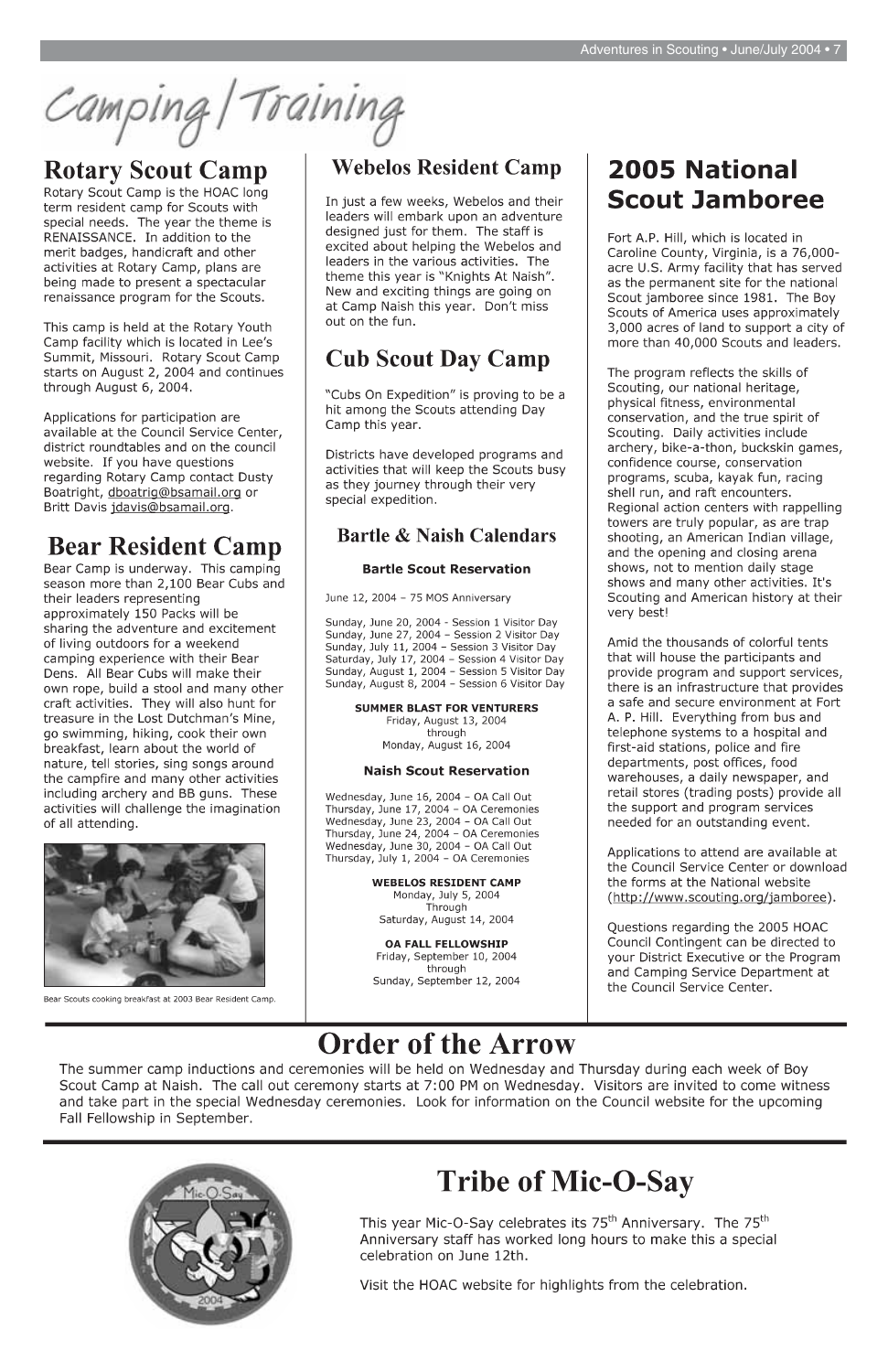# Camping/Training

## Rotary Scout Camp

Rotary Scout Camp is the HOAC long term resident camp for Scouts with special needs. The year the theme is RENAISSANCE. In addition to the merit badges, handicraft and other activities at Rotary Camp, plans are being made to present a spectacular renaissance program for the Scouts.

This camp is held at the Rotary Youth Camp facility which is located in Lee's Summit, Missouri. Rotary Scout Camp starts on August 2, 2004 and continues through August 6, 2004.

Applications for participation are available at the Council Service Center, district roundtables and on the council website. If you have questions regarding Rotary Camp contact Dusty Boatright, dboatrig@bsamail.org or Britt Davis jdavis@bsamail.org.

## Bear Resident Camp

Bear Camp is underway. This camping season more than 2,100 Bear Cubs and their leaders representing approximately 150 Packs will be sharing the adventure and excitement of living outdoors for a weekend camping experience with their Bear Dens. All Bear Cubs will make their own rope, build a stool and many other craft activities. They will also hunt for treasure in the Lost Dutchman's Mine, go swimming, hiking, cook their own breakfast, learn about the world of nature, tell stories, sing songs around the campfire and many other activities including archery and BB guns. These activities will challenge the imagination of all attending.

Bear Scouts cooking breakfast at 2003 Bear Resident Camp.

## Webelos Resident Camp

In just a few weeks, Webelos and their leaders will embark upon an adventure designed just for them. The staff is excited about helping the Webelos and leaders in the various activities. The theme this year is "Knights At Naish". New and exciting things are going on at Camp Naish this year. Don't miss out on the fun.

## Cub Scout Day Camp

"Cubs On Expedition" is proving to be a hit among the Scouts attending Day Camp this year.

Districts have developed programs and activities that will keep the Scouts busy as they journey through their very special expedition.

### Bartle & Naish Calendars

**Bartle Scout Reservation**

June 12, 2004 – 75 MOS Anniversary

Sunday, June 20, 2004 - Session 1 Visitor Day
Sunday, June 27, 2004 – Session 2 Visitor Day
Sunday, July 11, 2004 – Session 3 Visitor Day
Saturday, July 17, 2004 – Session 4 Visitor Day
Sunday, August 1, 2004 – Session 5 Visitor Day
Sunday, August 8, 2004 – Session 6 Visitor Day

**SUMMER BLAST FOR VENTURERS**
Friday, August 13, 2004
through
Monday, August 16, 2004

**Naish Scout Reservation**

Wednesday, June 16, 2004 – OA Call Out
Thursday, June 17, 2004 – OA Ceremonies
Wednesday, June 23, 2004 – OA Call Out
Thursday, June 24, 2004 – OA Ceremonies
Wednesday, June 30, 2004 – OA Call Out
Thursday, July 1, 2004 – OA Ceremonies

**WEBELOS RESIDENT CAMP**
Monday, July 5, 2004
Through
Saturday, August 14, 2004

**OA FALL FELLOWSHIP**
Friday, September 10, 2004
through
Sunday, September 12, 2004

## 2005 National Scout Jamboree

Fort A.P. Hill, which is located in Caroline County, Virginia, is a 76,000-acre U.S. Army facility that has served as the permanent site for the national Scout jamboree since 1981. The Boy Scouts of America uses approximately 3,000 acres of land to support a city of more than 40,000 Scouts and leaders.

The program reflects the skills of Scouting, our national heritage, physical fitness, environmental conservation, and the true spirit of Scouting. Daily activities include archery, bike-a-thon, buckskin games, confidence course, conservation programs, scuba, kayak fun, racing shell run, and raft encounters. Regional action centers with rappelling towers are truly popular, as are trap shooting, an American Indian village, and the opening and closing arena shows, not to mention daily stage shows and many other activities. It's Scouting and American history at their very best!

Amid the thousands of colorful tents that will house the participants and provide program and support services, there is an infrastructure that provides a safe and secure environment at Fort A. P. Hill. Everything from bus and telephone systems to a hospital and first-aid stations, police and fire departments, post offices, food warehouses, a daily newspaper, and retail stores (trading posts) provide all the support and program services needed for an outstanding event.

Applications to attend are available at the Council Service Center or download the forms at the National website (http://www.scouting.org/jamboree).

Questions regarding the 2005 HOAC Council Contingent can be directed to your District Executive or the Program and Camping Service Department at the Council Service Center.

## Order of the Arrow

The summer camp inductions and ceremonies will be held on Wednesday and Thursday during each week of Boy Scout Camp at Naish. The call out ceremony starts at 7:00 PM on Wednesday. Visitors are invited to come witness and take part in the special Wednesday ceremonies. Look for information on the Council website for the upcoming Fall Fellowship in September.

## Tribe of Mic-O-Say

This year Mic-O-Say celebrates its 75th Anniversary. The 75th Anniversary staff has worked long hours to make this a special celebration on June 12th.

Visit the HOAC website for highlights from the celebration.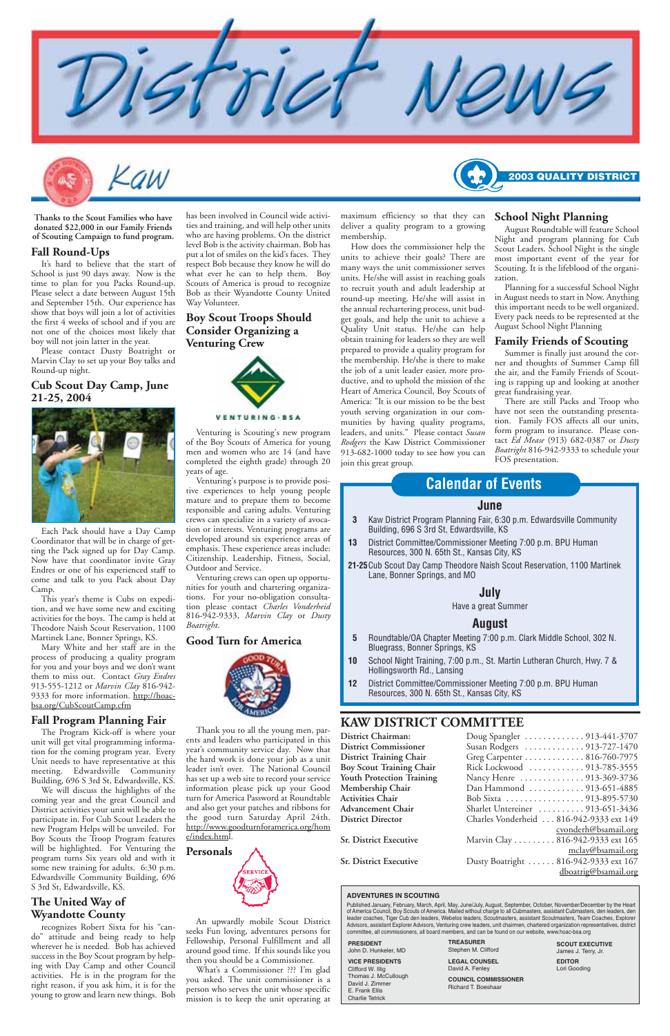# District News

## Kaw

2003 QUALITY DISTRICT

**Thanks to the Scout Families who have donated $22,000 in our Family Friends of Scouting Campaign to fund program.**

### Fall Round-Ups

It's hard to believe that the start of School is just 90 days away. Now is the time to plan for you Packs Round-up. Please select a date between August 15th and September 15th. Our experience has show that boys will join a lot of activities the first 4 weeks of school and if you are not one of the choices most likely that boy will not join latter in the year.

Please contact Dusty Boatright or Marvin Clay to set up your Boy talks and Round-up night.

### Cub Scout Day Camp, June 21-25, 2004

Each Pack should have a Day Camp Coordinator that will be in charge of getting the Pack signed up for Day Camp. Now have that coordinator invite Gray Endres or one of his experienced staff to come and talk to you Pack about Day Camp.

This year's theme is Cubs on expedition, and we have some new and exciting activities for the boys. The camp is held at Theodore Naish Scout Reservation, 1100 Martinek Lane, Bonner Springs, KS.

Mary White and her staff are in the process of producing a quality program for you and your boys and we don't want them to miss out. Contact *Gray Endres* 913-555-1212 or *Marvin Clay* 816-942-9333 for more information. http://hoac-bsa.org/CubScoutCamp.cfm

### Fall Program Planning Fair

The Program Kick-off is where your unit will get vital programming information for the coming program year. Every Unit needs to have representative at this meeting. Edwardsville Community Building, 696 S 3rd St, Edwardsville, KS.

We will discuss the highlights of the coming year and the great Council and District activities your unit will be able to participate in. For Cub Scout Leaders the new Program Helps will be unveiled. For Boy Scouts the Troop Program features will be highlighted. For Venturing the program turns Six years old and we have some new training for adults. 6:30 p.m. Edwardsville Community Building, 696 S 3rd St, Edwardsville, KS.

### The United Way of Wyandotte County

recognizes Robert Sixta for his "can-do" attitude and being ready to help wherever he is needed. Bob has achieved success in the Boy Scout program by helping with Day Camp and other Council activities. He is in the program for the right reason, if you ask him, it is for the young to grow and learn new things. Bob has been involved in Council wide activities and training, and will help other units who are having problems. On the district level Bob is the activity chairman. Bob has put a lot of smiles on the kid's faces. They respect Bob because they know he will do what ever he can to help them. Boy Scouts of America is proud to recognize Bob as their Wyandotte County United Way Volunteer.

### Boy Scout Troops Should Consider Organizing a Venturing Crew

VENTURING·BSA

Venturing is Scouting's new program of the Boy Scouts of America for young men and women who are 14 (and have completed the eighth grade) through 20 years of age.

Venturing's purpose is to provide positive experiences to help young people mature and to prepare them to become responsible and caring adults. Venturing crews can specialize in a variety of avocation or interests. Venturing programs are developed around six experience areas of emphasis. These experience areas include: Citizenship. Leadership, Fitness, Social, Outdoor and Service.

Venturing crews can open up opportunities for youth and chartering organizations. For your no-obligation consultation please contact *Charles Vonderheid* 816-942-9333, *Marvin Clay* or *Dusty Boatright*.

### Good Turn for America

Thank you to all the young men, parents and leaders who participated in this year's community service day. Now that the hard work is done your job as a unit leader isn't over. The National Council has set up a web site to record your service information please pick up your Good turn for America Password at Roundtable and also get your patches and ribbons for the good turn Saturday April 24th. http://www.goodturnforamerica.org/home/index.html.

### Personals

An upwardly mobile Scout District seeks Fun loving, adventures persons for Fellowship, Personal Fulfillment and all around good time. If this sounds like you then you should be a Commissioner.

What's a Commissioner ??? I'm glad you asked. The unit commissioner is a person who serves the unit whose specific mission is to keep the unit operating at maximum efficiency so that they can deliver a quality program to a growing membership.

How does the commissioner help the units to achieve their goals? There are many ways the unit commissioner serves units. He/she will assist in reaching goals to recruit youth and adult leadership at round-up meeting. He/she will assist in the annual rechartering process, unit budget goals, and help the unit to achieve a Quality Unit status. He/she can help obtain training for leaders so they are well prepared to provide a quality program for the membership. He/she is there to make the job of a unit leader easier, more productive, and to uphold the mission of the Heart of America Council, Boy Scouts of America: "It is our mission to be the best youth serving organization in our communities by having quality programs, leaders, and units." Please contact *Susan Rodgers* the Kaw District Commissioner 913-682-1000 today to see how you can join this great group.

### School Night Planning

August Roundtable will feature School Night and program planning for Cub Scout Leaders. School Night is the single most important event of the year for Scouting. It is the lifeblood of the organization.

Planning for a successful School Night in August needs to start in Now. Anything this important needs to be well organized. Every pack needs to be represented at the August School Night Planning

### Family Friends of Scouting

Summer is finally just around the corner and thoughts of Summer Camp fill the air, and the Family Friends of Scouting is rapping up and looking at another great fundraising year.

There are still Packs and Troop who have not seen the outstanding presentation. Family FOS affects all our units, form program to insurance. Please contact *Ed Mease* (913) 682-0387 or *Dusty Boatright* 816-942-9333 to schedule your FOS presentation.

## Calendar of Events

### June

- **3** Kaw District Program Planning Fair, 6:30 p.m. Edwardsville Community Building, 696 S 3rd St, Edwardsville, KS
- **13** District Committee/Commissioner Meeting 7:00 p.m. BPU Human Resources, 300 N. 65th St., Kansas City, KS
- **21-25** Cub Scout Day Camp Theodore Naish Scout Reservation, 1100 Martinek Lane, Bonner Springs, and MO

### July

Have a great Summer

### August

- **5** Roundtable/OA Chapter Meeting 7:00 p.m. Clark Middle School, 302 N. Bluegrass, Bonner Springs, KS
- **10** School Night Training, 7:00 p.m., St. Martin Lutheran Church, Hwy. 7 & Hollingsworth Rd., Lansing
- **12** District Committee/Commissioner Meeting 7:00 p.m. BPU Human Resources, 300 N. 65th St., Kansas City, KS

## KAW DISTRICT COMMITTEE

| | |
|---|---|
| **District Chairman:** | Doug Spangler ............. 913-441-3707 |
| **District Commissioner** | Susan Rodgers ............. 913-727-1470 |
| **District Training Chair** | Greg Carpenter ............. 816-760-7975 |
| **Boy Scout Training Chair** | Rick Lockwood ............ 913-785-3555 |
| **Youth Protection Training** | Nancy Henre .............. 913-369-3736 |
| **Membership Chair** | Dan Hammond ............ 913-651-4885 |
| **Activities Chair** | Bob Sixta .................. 913-895-5730 |
| **Advancement Chair** | Sharlet Untereiner .......... 913-651-3436 |
| **District Director** | Charles Vonderheid . . . 816-942-9333 ext 149 cvonderh@bsamail.org |
| **Sr. District Executive** | Marvin Clay ......... 816-942-9333 ext 165 mclay@bsamail.org |
| **Sr. District Executive** | Dusty Boatright ...... 816-942-9333 ext 167 dboatrig@bsamail.org |

**ADVENTURES IN SCOUTING**

Published January, February, March, April, May, June/July, August, September, October, November/December by the Heart of America Council, Boy Scouts of America. Mailed without charge to all Cubmasters, assistant Cubmasters, den leaders, den leader coaches, Tiger Cub den leaders, Webelos leaders, Scoutmasters, assistant Scoutmasters, Team Coaches, Explorer Advisors, assistant Explorer Advisors, Venturing crew leaders, unit chairmen, chartered organization representatives, district committee, all commissioners, all board members, and can be found on our website, www.hoac-bsa.org

**PRESIDENT**
John D. Hunkeler, MD

**VICE PRESIDENTS**
Clifford W. Illig
Thomas J. McCullough
David J. Zimmer
E. Frank Ellis
Charlie Tetrick

**TREASURER**
Stephen M. Clifford

**LEGAL COUNSEL**
David A. Fenley

**COUNCIL COMMISSIONER**
Richard T. Boeshaar

**SCOUT EXECUTIVE**
James J. Terry, Jr.

**EDITOR**
Lori Gooding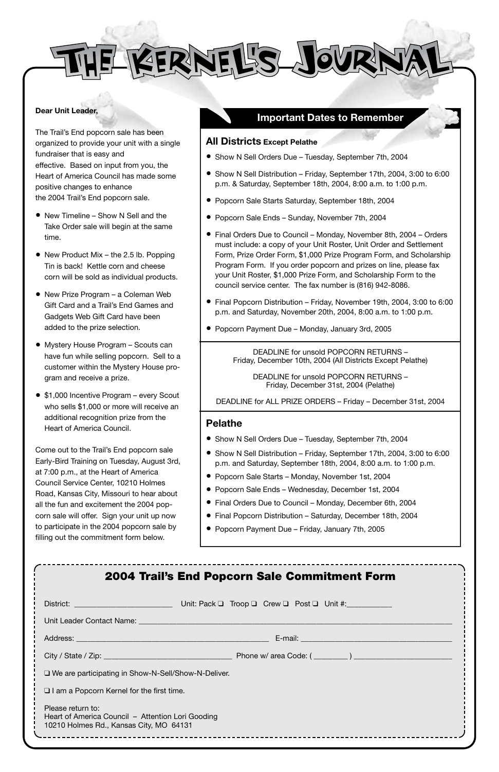# THE KERNEL'S JOURNAL

**Dear Unit Leader,**

The Trail's End popcorn sale has been organized to provide your unit with a single fundraiser that is easy and effective. Based on input from you, the Heart of America Council has made some positive changes to enhance the 2004 Trail's End popcorn sale.

- New Timeline – Show N Sell and the Take Order sale will begin at the same time.
- New Product Mix – the 2.5 lb. Popping Tin is back! Kettle corn and cheese corn will be sold as individual products.
- New Prize Program – a Coleman Web Gift Card and a Trail's End Games and Gadgets Web Gift Card have been added to the prize selection.
- Mystery House Program – Scouts can have fun while selling popcorn. Sell to a customer within the Mystery House program and receive a prize.
- $1,000 Incentive Program – every Scout who sells $1,000 or more will receive an additional recognition prize from the Heart of America Council.

Come out to the Trail's End popcorn sale Early-Bird Training on Tuesday, August 3rd, at 7:00 p.m., at the Heart of America Council Service Center, 10210 Holmes Road, Kansas City, Missouri to hear about all the fun and excitement the 2004 popcorn sale will offer. Sign your unit up now to participate in the 2004 popcorn sale by filling out the commitment form below.

## Important Dates to Remember

### All Districts Except Pelathe

- Show N Sell Orders Due – Tuesday, September 7th, 2004
- Show N Sell Distribution – Friday, September 17th, 2004, 3:00 to 6:00 p.m. & Saturday, September 18th, 2004, 8:00 a.m. to 1:00 p.m.
- Popcorn Sale Starts Saturday, September 18th, 2004
- Popcorn Sale Ends – Sunday, November 7th, 2004
- Final Orders Due to Council – Monday, November 8th, 2004 – Orders must include: a copy of your Unit Roster, Unit Order and Settlement Form, Prize Order Form, $1,000 Prize Program Form, and Scholarship Program Form. If you order popcorn and prizes on line, please fax your Unit Roster, $1,000 Prize Form, and Scholarship Form to the council service center. The fax number is (816) 942-8086.
- Final Popcorn Distribution – Friday, November 19th, 2004, 3:00 to 6:00 p.m. and Saturday, November 20th, 2004, 8:00 a.m. to 1:00 p.m.
- Popcorn Payment Due – Monday, January 3rd, 2005

DEADLINE for unsold POPCORN RETURNS – Friday, December 10th, 2004 (All Districts Except Pelathe)

DEADLINE for unsold POPCORN RETURNS – Friday, December 31st, 2004 (Pelathe)

DEADLINE for ALL PRIZE ORDERS – Friday – December 31st, 2004

### Pelathe

- Show N Sell Orders Due – Tuesday, September 7th, 2004
- Show N Sell Distribution – Friday, September 17th, 2004, 3:00 to 6:00 p.m. and Saturday, September 18th, 2004, 8:00 a.m. to 1:00 p.m.
- Popcorn Sale Starts – Monday, November 1st, 2004
- Popcorn Sale Ends – Wednesday, December 1st, 2004
- Final Orders Due to Council – Monday, December 6th, 2004
- Final Popcorn Distribution – Saturday, December 18th, 2004
- Popcorn Payment Due – Friday, January 7th, 2005

## 2004 Trail's End Popcorn Sale Commitment Form

District: ________________________ Unit: Pack ❑ Troop ❑ Crew ❑ Post ❑ Unit #:___________

Unit Leader Contact Name: ______________________________________________

Address: ______________________________________________ E-mail: ______________________________

City / State / Zip: ______________________________ Phone w/ area Code: ( ________ ) ______________________

❑ We are participating in Show-N-Sell/Show-N-Deliver.

❑ I am a Popcorn Kernel for the first time.

Please return to:
Heart of America Council – Attention Lori Gooding
10210 Holmes Rd., Kansas City, MO 64131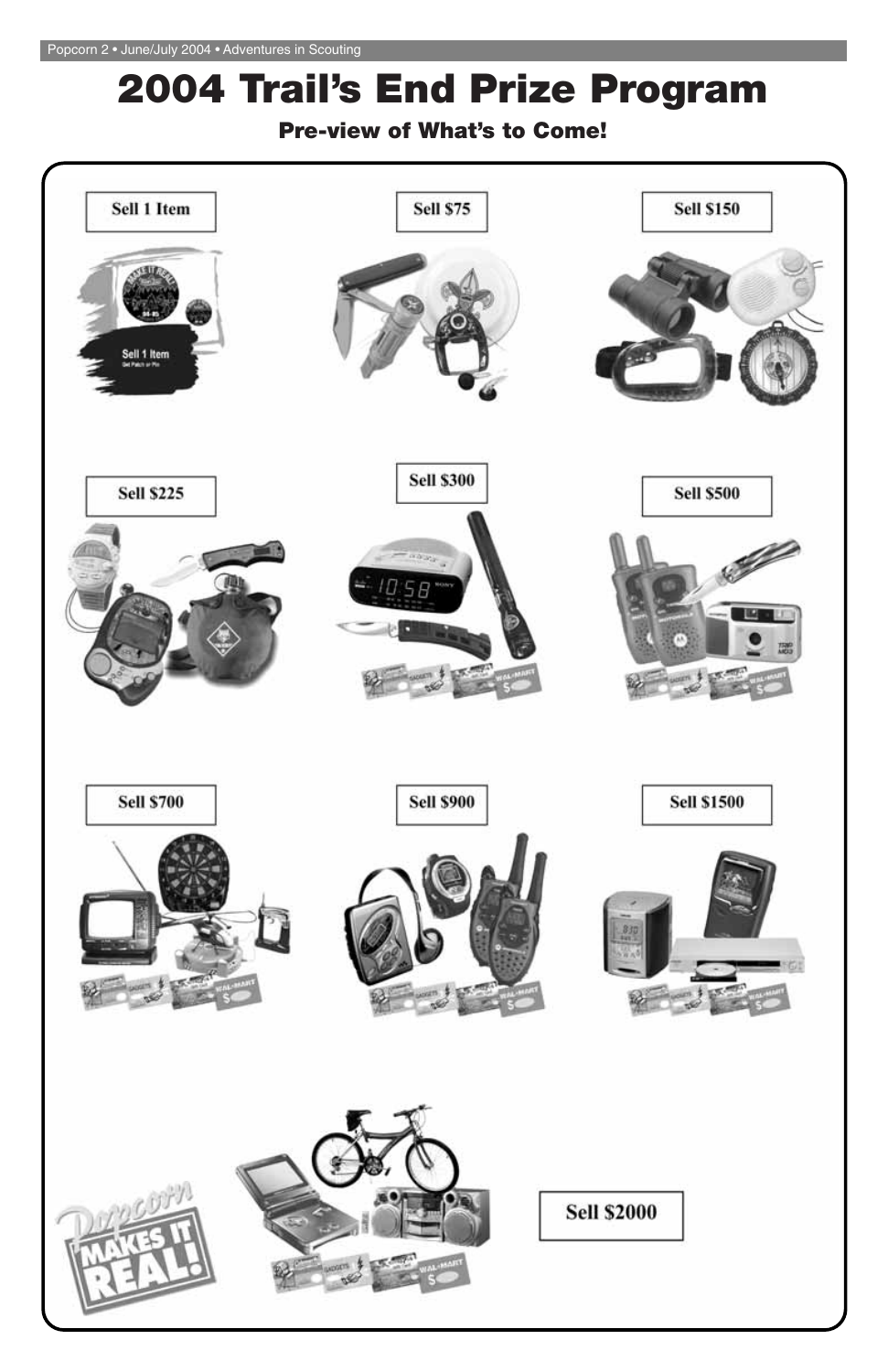# 2004 Trail's End Prize Program

## Pre-view of What's to Come!

Sell 1 Item

Sell $75

Sell $150

Sell $225

Sell $300

Sell $500

Sell $700

Sell $900

Sell $1500

Sell $2000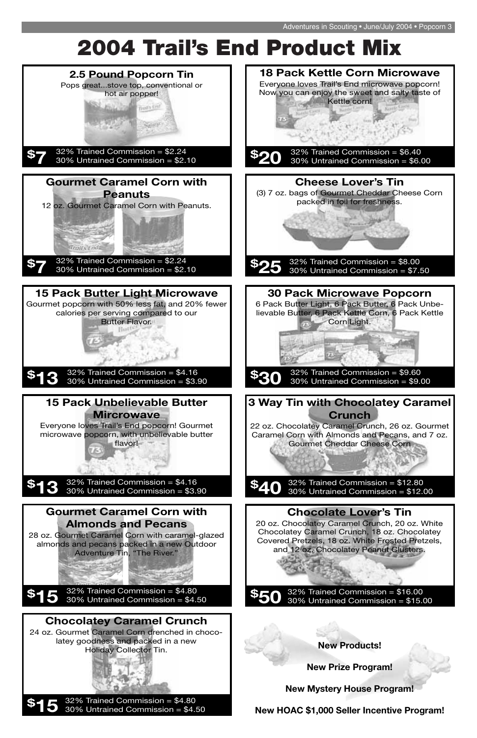# 2004 Trail's End Product Mix

### 2.5 Pound Popcorn Tin

Pops great...stove top, conventional or hot air popper!

**$7** — 32% Trained Commission = $2.24 / 30% Untrained Commission = $2.10

### Gourmet Caramel Corn with Peanuts

12 oz. Gourmet Caramel Corn with Peanuts.

**$7** — 32% Trained Commission = $2.24 / 30% Untrained Commission = $2.10

### 15 Pack Butter Light Microwave

Gourmet popcorn with 50% less fat, and 20% fewer calories per serving compared to our Butter Flavor.

**$13** — 32% Trained Commission = $4.16 / 30% Untrained Commission = $3.90

### 15 Pack Unbelievable Butter Mircrowave

Everyone loves Trail's End popcorn! Gourmet microwave popcorn, with unbelievable butter flavor!

**$13** — 32% Trained Commission = $4.16 / 30% Untrained Commission = $3.90

### Gourmet Caramel Corn with Almonds and Pecans

28 oz. Gourmet Caramel Corn with caramel-glazed almonds and pecans packed in a new Outdoor Adventure Tin, "The River."

**$15** — 32% Trained Commission = $4.80 / 30% Untrained Commission = $4.50

### Chocolatey Caramel Crunch

24 oz. Gourmet Caramel Corn drenched in chocolatey goodness and packed in a new Holiday Collector Tin.

**$15** — 32% Trained Commission = $4.80 / 30% Untrained Commission = $4.50

### 18 Pack Kettle Corn Microwave

Everyone loves Trail's End microwave popcorn! Now you can enjoy the sweet and salty taste of Kettle corn!

**$20** — 32% Trained Commission = $6.40 / 30% Untrained Commission = $6.00

### Cheese Lover's Tin

(3) 7 oz. bags of Gourmet Cheddar Cheese Corn packed in foil for freshness.

**$25** — 32% Trained Commission = $8.00 / 30% Untrained Commission = $7.50

### 30 Pack Microwave Popcorn

6 Pack Butter Light, 6 Pack Butter, 6 Pack Unbelievable Butter, 6 Pack Kettle Corn, 6 Pack Kettle Corn Light.

**$30** — 32% Trained Commission = $9.60 / 30% Untrained Commission = $9.00

### 3 Way Tin with Chocolatey Caramel Crunch

22 oz. Chocolatey Caramel Crunch, 26 oz. Gourmet Caramel Corn with Almonds and Pecans, and 7 oz. Gourmet Cheddar Cheese Corn

**$40** — 32% Trained Commission = $12.80 / 30% Untrained Commission = $12.00

### Chocolate Lover's Tin

20 oz. Chocolatey Caramel Crunch, 20 oz. White Chocolatey Caramel Crunch, 18 oz. Chocolatey Covered Pretzels, 18 oz. White Frosted Pretzels, and 12 oz. Chocolatey Peanut Clusters.

**$50** — 32% Trained Commission = $16.00 / 30% Untrained Commission = $15.00

**New Products!**

**New Prize Program!**

**New Mystery House Program!**

**New HOAC $1,000 Seller Incentive Program!**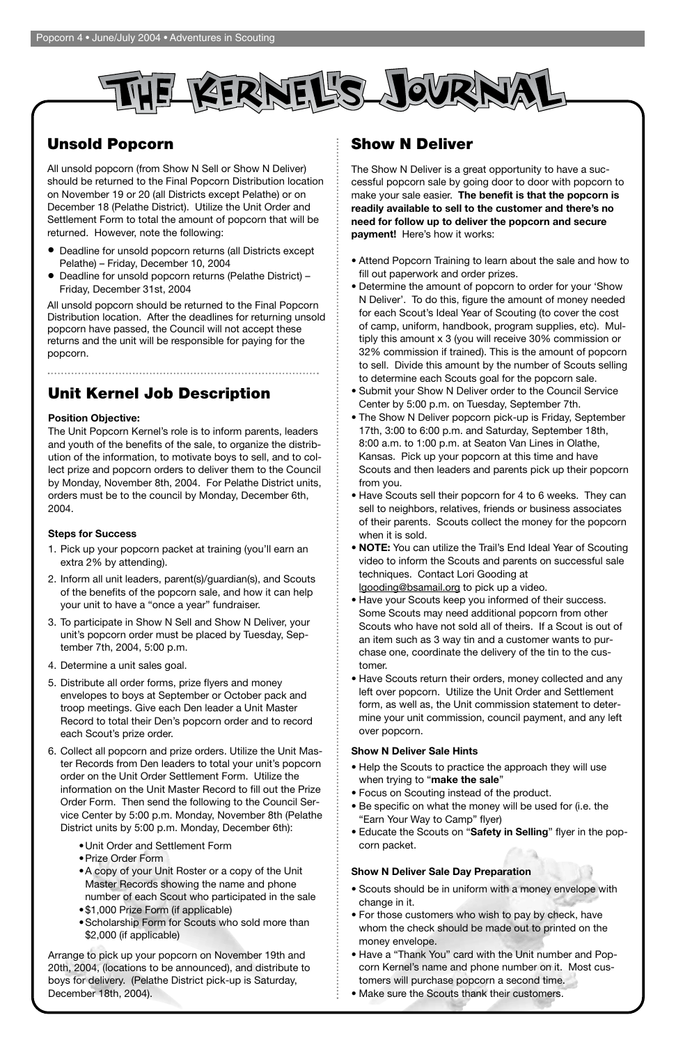# THE KERNEL'S JOURNAL

## Unsold Popcorn

All unsold popcorn (from Show N Sell or Show N Deliver) should be returned to the Final Popcorn Distribution location on November 19 or 20 (all Districts except Pelathe) or on December 18 (Pelathe District). Utilize the Unit Order and Settlement Form to total the amount of popcorn that will be returned. However, note the following:

- Deadline for unsold popcorn returns (all Districts except Pelathe) – Friday, December 10, 2004
- Deadline for unsold popcorn returns (Pelathe District) – Friday, December 31st, 2004

All unsold popcorn should be returned to the Final Popcorn Distribution location. After the deadlines for returning unsold popcorn have passed, the Council will not accept these returns and the unit will be responsible for paying for the popcorn.

## Unit Kernel Job Description

**Position Objective:**

The Unit Popcorn Kernel's role is to inform parents, leaders and youth of the benefits of the sale, to organize the distribution of the information, to motivate boys to sell, and to collect prize and popcorn orders to deliver them to the Council by Monday, November 8th, 2004. For Pelathe District units, orders must be to the council by Monday, December 6th, 2004.

**Steps for Success**

1. Pick up your popcorn packet at training (you'll earn an extra 2% by attending).
2. Inform all unit leaders, parent(s)/guardian(s), and Scouts of the benefits of the popcorn sale, and how it can help your unit to have a "once a year" fundraiser.
3. To participate in Show N Sell and Show N Deliver, your unit's popcorn order must be placed by Tuesday, September 7th, 2004, 5:00 p.m.
4. Determine a unit sales goal.
5. Distribute all order forms, prize flyers and money envelopes to boys at September or October pack and troop meetings. Give each Den leader a Unit Master Record to total their Den's popcorn order and to record each Scout's prize order.
6. Collect all popcorn and prize orders. Utilize the Unit Master Records from Den leaders to total your unit's popcorn order on the Unit Order Settlement Form. Utilize the information on the Unit Master Record to fill out the Prize Order Form. Then send the following to the Council Service Center by 5:00 p.m. Monday, November 8th (Pelathe District units by 5:00 p.m. Monday, December 6th):
   - Unit Order and Settlement Form
   - Prize Order Form
   - A copy of your Unit Roster or a copy of the Unit Master Records showing the name and phone number of each Scout who participated in the sale
   - $1,000 Prize Form (if applicable)
   - Scholarship Form for Scouts who sold more than $2,000 (if applicable)

Arrange to pick up your popcorn on November 19th and 20th, 2004, (locations to be announced), and distribute to boys for delivery. (Pelathe District pick-up is Saturday, December 18th, 2004).

## Show N Deliver

The Show N Deliver is a great opportunity to have a successful popcorn sale by going door to door with popcorn to make your sale easier. **The benefit is that the popcorn is readily available to sell to the customer and there's no need for follow up to deliver the popcorn and secure payment!** Here's how it works:

- Attend Popcorn Training to learn about the sale and how to fill out paperwork and order prizes.
- Determine the amount of popcorn to order for your 'Show N Deliver'. To do this, figure the amount of money needed for each Scout's Ideal Year of Scouting (to cover the cost of camp, uniform, handbook, program supplies, etc). Multiply this amount x 3 (you will receive 30% commission or 32% commission if trained). This is the amount of popcorn to sell. Divide this amount by the number of Scouts selling to determine each Scouts goal for the popcorn sale.
- Submit your Show N Deliver order to the Council Service Center by 5:00 p.m. on Tuesday, September 7th.
- The Show N Deliver popcorn pick-up is Friday, September 17th, 3:00 to 6:00 p.m. and Saturday, September 18th, 8:00 a.m. to 1:00 p.m. at Seaton Van Lines in Olathe, Kansas. Pick up your popcorn at this time and have Scouts and then leaders and parents pick up their popcorn from you.
- Have Scouts sell their popcorn for 4 to 6 weeks. They can sell to neighbors, relatives, friends or business associates of their parents. Scouts collect the money for the popcorn when it is sold.
- **NOTE:** You can utilize the Trail's End Ideal Year of Scouting video to inform the Scouts and parents on successful sale techniques. Contact Lori Gooding at lgooding@bsamail.org to pick up a video.
- Have your Scouts keep you informed of their success. Some Scouts may need additional popcorn from other Scouts who have not sold all of theirs. If a Scout is out of an item such as 3 way tin and a customer wants to purchase one, coordinate the delivery of the tin to the customer.
- Have Scouts return their orders, money collected and any left over popcorn. Utilize the Unit Order and Settlement form, as well as, the Unit commission statement to determine your unit commission, council payment, and any left over popcorn.

**Show N Deliver Sale Hints**

- Help the Scouts to practice the approach they will use when trying to "**make the sale**"
- Focus on Scouting instead of the product.
- Be specific on what the money will be used for (i.e. the "Earn Your Way to Camp" flyer)
- Educate the Scouts on "**Safety in Selling**" flyer in the popcorn packet.

**Show N Deliver Sale Day Preparation**

- Scouts should be in uniform with a money envelope with change in it.
- For those customers who wish to pay by check, have whom the check should be made out to printed on the money envelope.
- Have a "Thank You" card with the Unit number and Popcorn Kernel's name and phone number on it. Most customers will purchase popcorn a second time.
- Make sure the Scouts thank their customers.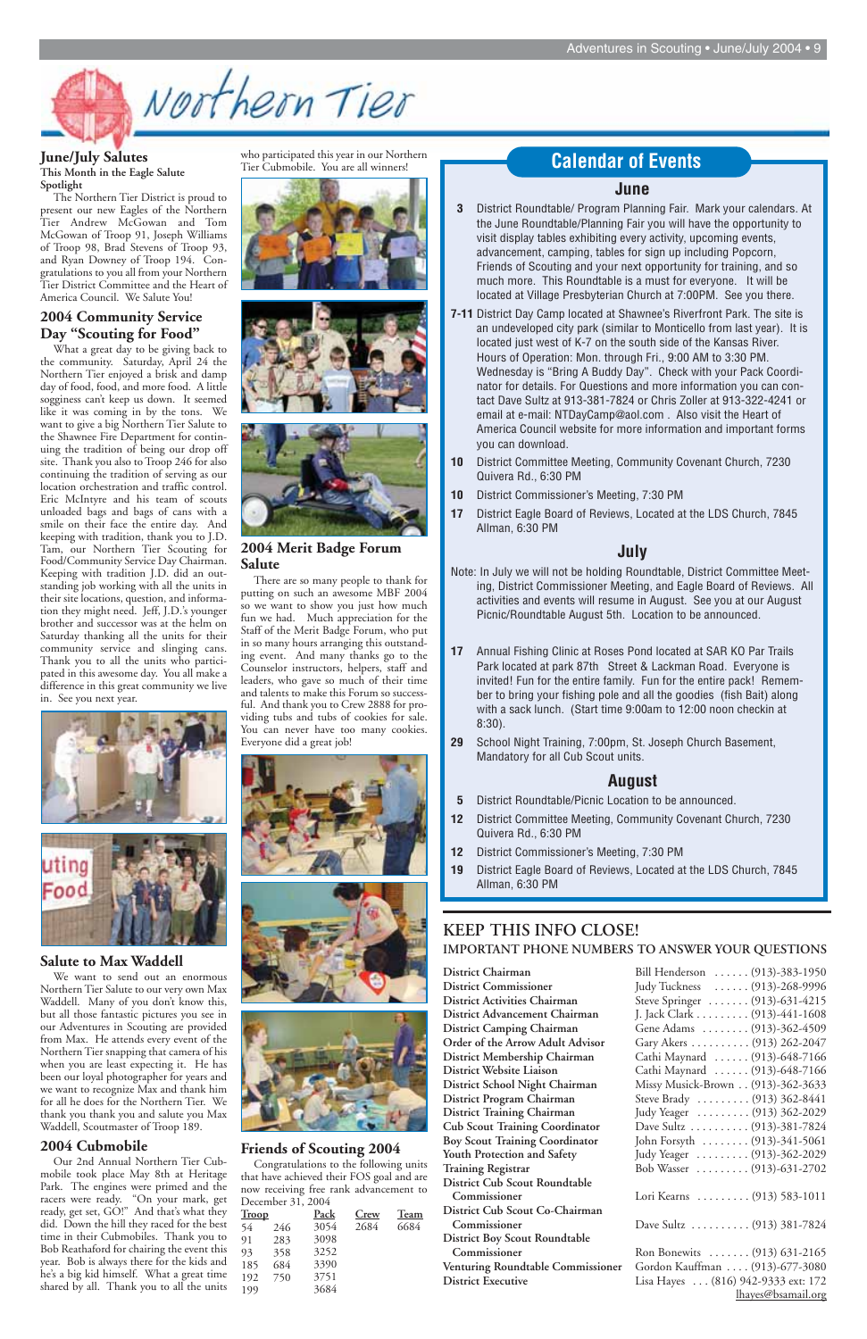# Northern Tier

## June/July Salutes

**This Month in the Eagle Salute Spotlight**

The Northern Tier District is proud to present our new Eagles of the Northern Tier Andrew McGowan and Tom McGowan of Troop 91, Joseph Williams of Troop 98, Brad Stevens of Troop 93, and Ryan Downey of Troop 194. Congratulations to you all from your Northern Tier District Committee and the Heart of America Council. We Salute You!

## 2004 Community Service Day "Scouting for Food"

What a great day to be giving back to the community. Saturday, April 24 the Northern Tier enjoyed a brisk and damp day of food, food, and more food. A little sogginess can't keep us down. It seemed like it was coming in by the tons. We want to give a big Northern Tier Salute to the Shawnee Fire Department for continuing the tradition of being our drop off site. Thank you also to Troop 246 for also continuing the tradition of serving as our location orchestration and traffic control. Eric McIntyre and his team of scouts unloaded bags and bags of cans with a smile on their face the entire day. And keeping with tradition, thank you to J.D. Tam, our Northern Tier Scouting for Food/Community Service Day Chairman. Keeping with tradition J.D. did an outstanding job working with all the units in their site locations, question, and information they might need. Jeff, J.D.'s younger brother and successor was at the helm on Saturday thanking all the units for their community service and slinging cans. Thank you to all the units who participated in this awesome day. You all make a difference in this great community we live in. See you next year.

## Salute to Max Waddell

We want to send out an enormous Northern Tier Salute to our very own Max Waddell. Many of you don't know this, but all those fantastic pictures you see in our Adventures in Scouting are provided from Max. He attends every event of the Northern Tier snapping that camera of his when you are least expecting it. He has been our loyal photographer for years and we want to recognize Max and thank him for all he does for the Northern Tier. We thank you thank you and salute you Max Waddell, Scoutmaster of Troop 189.

## 2004 Cubmobile

Our 2nd Annual Northern Tier Cubmobile took place May 8th at Heritage Park. The engines were primed and the racers were ready. "On your mark, get ready, get set, GO!" And that's what they did. Down the hill they raced for the best time in their Cubmobiles. Thank you to Bob Reathaford for chairing the event this year. Bob is always there for the kids and he's a big kid himself. What a great time shared by all. Thank you to all the units who participated this year in our Northern Tier Cubmobile. You are all winners!

## 2004 Merit Badge Forum Salute

There are so many people to thank for putting on such an awesome MBF 2004 so we want to show you just how much fun we had. Much appreciation for the Staff of the Merit Badge Forum, who put in so many hours arranging this outstanding event. And many thanks go to the Counselor instructors, helpers, staff and leaders, who gave so much of their time and talents to make this Forum so successful. And thank you to Crew 2888 for providing tubs and tubs of cookies for sale. You can never have too many cookies. Everyone did a great job!

## Friends of Scouting 2004

Congratulations to the following units that have achieved their FOS goal and are now receiving free rank advancement to December 31, 2004

| Troop | | Pack | Crew | Team |
|---|---|---|---|---|
| 54 | 246 | 3054 | 2684 | 6684 |
| 91 | 283 | 3098 | | |
| 93 | 358 | 3252 | | |
| 185 | 684 | 3390 | | |
| 192 | 750 | 3751 | | |
| 199 | | 3684 | | |

## Calendar of Events

### June

- **3** District Roundtable/ Program Planning Fair. Mark your calendars. At the June Roundtable/Planning Fair you will have the opportunity to visit display tables exhibiting every activity, upcoming events, advancement, camping, tables for sign up including Popcorn, Friends of Scouting and your next opportunity for training, and so much more. This Roundtable is a must for everyone. It will be located at Village Presbyterian Church at 7:00PM. See you there.
- **7-11** District Day Camp located at Shawnee's Riverfront Park. The site is an undeveloped city park (similar to Monticello from last year). It is located just west of K-7 on the south side of the Kansas River. Hours of Operation: Mon. through Fri., 9:00 AM to 3:30 PM. Wednesday is "Bring A Buddy Day". Check with your Pack Coordinator for details. For Questions and more information you can contact Dave Sultz at 913-381-7824 or Chris Zoller at 913-322-4241 or email at e-mail: NTDayCamp@aol.com . Also visit the Heart of America Council website for more information and important forms you can download.
- **10** District Committee Meeting, Community Covenant Church, 7230 Quivera Rd., 6:30 PM
- **10** District Commissioner's Meeting, 7:30 PM
- **17** District Eagle Board of Reviews, Located at the LDS Church, 7845 Allman, 6:30 PM

### July

Note: In July we will not be holding Roundtable, District Committee Meeting, District Commissioner Meeting, and Eagle Board of Reviews. All activities and events will resume in August. See you at our August Picnic/Roundtable August 5th. Location to be announced.

- **17** Annual Fishing Clinic at Roses Pond located at SAR KO Par Trails Park located at park 87th Street & Lackman Road. Everyone is invited! Fun for the entire family. Fun for the entire pack! Remember to bring your fishing pole and all the goodies (fish Bait) along with a sack lunch. (Start time 9:00am to 12:00 noon checkin at 8:30).
- **29** School Night Training, 7:00pm, St. Joseph Church Basement, Mandatory for all Cub Scout units.

### August

- **5** District Roundtable/Picnic Location to be announced.
- **12** District Committee Meeting, Community Covenant Church, 7230 Quivera Rd., 6:30 PM
- **12** District Commissioner's Meeting, 7:30 PM
- **19** District Eagle Board of Reviews, Located at the LDS Church, 7845 Allman, 6:30 PM

## KEEP THIS INFO CLOSE!

**IMPORTANT PHONE NUMBERS TO ANSWER YOUR QUESTIONS**

| Position | Name | Phone |
|---|---|---|
| **District Chairman** | Bill Henderson | (913)-383-1950 |
| **District Commissioner** | Judy Tuckness | (913)-268-9996 |
| **District Activities Chairman** | Steve Springer | (913)-631-4215 |
| **District Advancement Chairman** | J. Jack Clark | (913)-441-1608 |
| **District Camping Chairman** | Gene Adams | (913)-362-4509 |
| **Order of the Arrow Adult Advisor** | Gary Akers | (913) 262-2047 |
| **District Membership Chairman** | Cathi Maynard | (913)-648-7166 |
| **District Website Liaison** | Cathi Maynard | (913)-648-7166 |
| **District School Night Chairman** | Missy Musick-Brown | (913)-362-3633 |
| **District Program Chairman** | Steve Brady | (913) 362-8441 |
| **District Training Chairman** | Judy Yeager | (913) 362-2029 |
| **Cub Scout Training Coordinator** | Dave Sultz | (913)-381-7824 |
| **Boy Scout Training Coordinator** | John Forsyth | (913)-341-5061 |
| **Youth Protection and Safety** | Judy Yeager | (913)-362-2029 |
| **Training Registrar** | Bob Wasser | (913)-631-2702 |
| **District Cub Scout Roundtable Commissioner** | Lori Kearns | (913) 583-1011 |
| **District Cub Scout Co-Chairman Commissioner** | Dave Sultz | (913) 381-7824 |
| **District Boy Scout Roundtable Commissioner** | Ron Bonewits | (913) 631-2165 |
| **Venturing Roundtable Commissioner** | Gordon Kauffman | (913)-677-3080 |
| **District Executive** | Lisa Hayes | (816) 942-9333 ext: 172 lhayes@bsamail.org |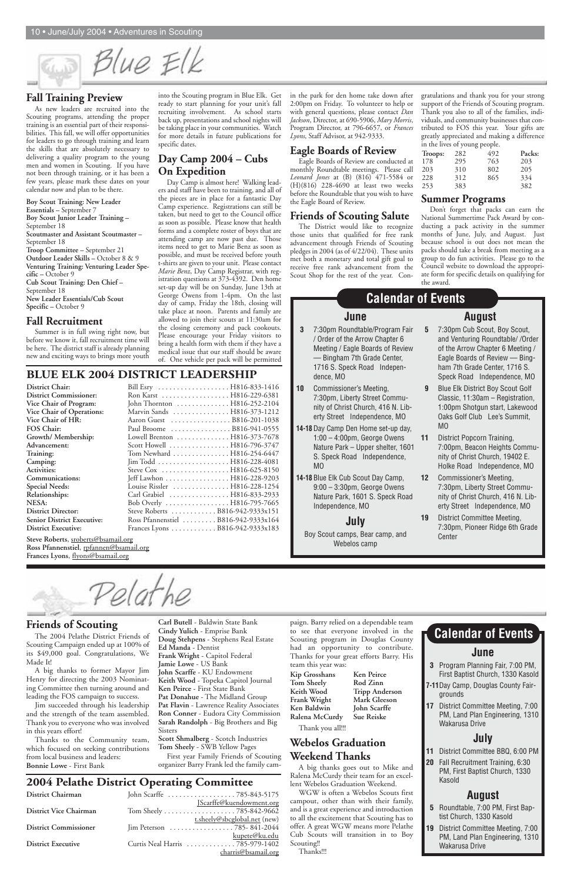# Blue Elk

## Fall Training Preview

As new leaders are recruited into the Scouting programs, attending the proper training is an essential part of their responsibilities. This fall, we will offer opportunities for leaders to go through training and learn the skills that are absolutely necessary to delivering a quality program to the young men and women in Scouting. If you have not been through training, or it has been a few years, please mark these dates on your calendar now and plan to be there.

**Boy Scout Training: New Leader Essentials –** September 7
**Boy Scout Junior Leader Training –** September 18
**Scoutmaster and Assistant Scoutmaster –** September 18
**Troop Committee –** September 21
**Outdoor Leader Skills –** October 8 & 9
**Venturing Training: Venturing Leader Specific –** October 9
**Cub Scout Training: Den Chief –** September 18
**New Leader Essentials/Cub Scout Specific –** October 9

## Fall Recruitment

Summer is in full swing right now, but before we know it, fall recruitment time will be here. The district staff is already planning new and exciting ways to brings more youth into the Scouting program in Blue Elk. Get ready to start planning for your unit's fall recruiting involvement. As school starts back up, presentations and school nights will be taking place in your communities. Watch for more details in future publications for specific dates.

## Day Camp 2004 – Cubs On Expedition

Day Camp is almost here! Walking leaders and staff have been to training, and all of the pieces are in place for a fantastic Day Camp experience. Registrations can still be taken, but need to get to the Council office as soon as possible. Please know that health forms and a complete roster of boys that are attending camp are now past due. Those items need to get to Marie Benz as soon as possible, and must be received before youth t-shirts are given to your unit. Please contact *Marie Benz*, Day Camp Registrar, with registration questions at 373-4392. Den home set-up day will be on Sunday, June 13th at George Owens from 1-4pm. On the last day of camp, Friday the 18th, closing will take place at noon. Parents and family are allowed to join their scouts at 11:30am for the closing ceremony and pack cookouts. Please encourage your Friday visitors to bring a health form with them if they have a medical issue that our staff should be aware of. One vehicle per pack will be permitted in the park for den home take down after 2:00pm on Friday. To volunteer to help or with general questions, please contact *Dan Jackson*, Director, at 690-5906, *Mary Morris*, Program Director, at 796-6657, or *Frances Lyons*, Staff Advisor, at 942-9333.

## Eagle Boards of Review

Eagle Boards of Review are conducted at monthly Roundtable meetings. Please call *Leonard Jones* at (B) (816) 471-5584 or (H)(816) 228-4690 at least two weeks before the Roundtable that you wish to have the Eagle Board of Review.

## Friends of Scouting Salute

The District would like to recognize those units that qualified for free rank advancement through Friends of Scouting pledges in 2004 (as of 4/22/04). These units met both a monetary and total gift goal to receive free rank advancement from the Scout Shop for the rest of the year. Congratulations and thank you for your strong support of the Friends of Scouting program. Thank you also to all of the families, individuals, and community businesses that contributed to FOS this year. Your gifts are greatly appreciated and making a difference in the lives of young people.

| Troops: | | | Packs: |
|---|---|---|---|
| 178 | 295 | 763 | 203 |
| 203 | 310 | 802 | 205 |
| 228 | 312 | 865 | 334 |
| 253 | 383 | | 382 |

(Troops: 282, 492 header row continues: 282, 492)

## Summer Programs

Don't forget that packs can earn the National Summertime Pack Award by conducting a pack activity in the summer months of June, July, and August. Just because school is out does not mean the packs should take a break from meeting as a group to do fun activities. Please go to the Council website to download the appropriate form for specific details on qualifying for the award.

## BLUE ELK 2004 DISTRICT LEADERSHIP

| | |
|---|---|
| **District Chair:** | Bill Esry . . . . . H816-833-1416 |
| **District Commissioner:** | Ron Karst . . . . . H816-229-6381 |
| **Vice Chair of Program:** | John Thornton . . . . . H816-252-2104 |
| **Vice Chair of Operations:** | Marvin Sands . . . . . H816-373-1212 |
| **Vice Chair of HR:** | Aaron Guest . . . . . B816-201-1038 |
| **FOS Chair:** | Paul Broome . . . . . B816-941-0555 |
| **Growth/ Membership:** | Lowell Brenton . . . . . H816-373-7678 |
| **Advancement:** | Scott Howell . . . . . H816-796-3747 |
| **Training:** | Tom Newhard . . . . . H816-254-6447 |
| **Camping:** | Jim Todd . . . . . H816-228-4081 |
| **Activities:** | Steve Cox . . . . . H816-625-8150 |
| **Communications:** | Jeff Lawhon . . . . . H816-228-9203 |
| **Special Needs:** | Louise Rissler . . . . . H816-228-1254 |
| **Relationships:** | Carl Grabiel . . . . . H816-833-2933 |
| **NESA:** | Bob Overly . . . . . H816-795-7665 |
| **District Director:** | Steve Roberts . . . . . B816-942-9333x151 |
| **Senior District Executive:** | Ross Pfannenstiel . . . . . B816-942-9333x164 |
| **District Executive:** | Frances Lyons . . . . . B816-942-9333x183 |

**Steve Roberts**, sroberts@bsamail.org
**Ross Pfannenstiel**, rpfannen@bsamail.org
**Frances Lyons**, flyons@bsamail.org

## Calendar of Events

### June

**3** 7:30pm Roundtable/Program Fair / Order of the Arrow Chapter 6 Meeting / Eagle Boards of Review — Bingham 7th Grade Center, 1716 S. Speck Road Independence, MO

**10** Commissioner's Meeting, 7:30pm, Liberty Street Community of Christ Church, 416 N. Liberty Street Independence, MO

**14-18** Day Camp Den Home set-up day, 1:00 – 4:00pm, George Owens Nature Park – Upper shelter, 1601 S. Speck Road Independence, MO

**14-18** Blue Elk Cub Scout Day Camp, 9:00 – 3:30pm, George Owens Nature Park, 1601 S. Speck Road Independence, MO

### July

Boy Scout camps, Bear camp, and Webelos camp

### August

**5** 7:30pm Cub Scout, Boy Scout, and Venturing Roundtable/ /Order of the Arrow Chapter 6 Meeting / Eagle Boards of Review — Bingham 7th Grade Center, 1716 S. Speck Road Independence, MO

**9** Blue Elk District Boy Scout Golf Classic, 11:30am – Registration, 1:00pm Shotgun start, Lakewood Oaks Golf Club Lee's Summit, MO

**11** District Popcorn Training, 7:00pm, Beacon Heights Community of Christ Church, 19402 E. Holke Road Independence, MO

**12** Commissioner's Meeting, 7:30pm, Liberty Street Community of Christ Church, 416 N. Liberty Street Independence, MO

**19** District Committee Meeting, 7:30pm, Pioneer Ridge 6th Grade Center

# Pelathe

## Friends of Scouting

The 2004 Pelathe District Friends of Scouting Campaign ended up at 100% of its $49,000 goal. Congratulations, We Made It!

A big thanks to former Mayor Jim Henry for directing the 2003 Nominating Committee then turning around and leading the FOS campaign to success.

Jim succeeded through his leadership and the strength of the team assembled. Thank you to everyone who was involved in this years effort!

Thanks to the Community team, which focused on seeking contributions from local business and leaders:

**Bonnie Lowe** - First Bank
**Carl Butell** - Baldwin State Bank
**Cindy Yulich** - Emprise Bank
**Doug Stehpens** - Stephens Real Estate
**Ed Manda** - Dentist
**Frank Wright** - Capitol Federal
**Jamie Lowe** - US Bank
**John Scarffe** - KU Endowment
**Keith Wood** - Topeka Capitol Journal
**Ken Peirce** - First State Bank
**Pat Donahue** - The Midland Group
**Pat Flavin** - Lawrence Reality Associates
**Ron Conner** - Eudora City Commission
**Sarah Randolph** - Big Brothers and Big Sisters
**Scott Shmalberg** - Scotch Industries
**Tom Sheely** - SWB Yellow Pages

First year Family Friends of Scouting organizer Barry Frank led the family campaign. Barry relied on a dependable team to see that everyone involved in the Scouting program in Douglas County had an opportunity to contribute. Thanks for your great efforts Barry. His team this year was:

| | |
|---|---|
| **Kip Grosshans** | **Ken Peirce** |
| **Tom Sheely** | **Rod Zinn** |
| **Keith Wood** | **Tripp Anderson** |
| **Frank Wright** | **Mark Gleeson** |
| **Ken Baldwin** | **John Scarffe** |
| **Ralena McCurdy** | **Sue Reiske** |

Thank you all!!!

## Webelos Graduation Weekend Thanks

A big thanks goes out to Mike and Ralena McCurdy their team for an excellent Webelos Graduation Weekend.

WGW is often a Webelos Scouts first campout, other than with their family, and is a great experience and introduction to all the excitement that Scouting has to offer. A great WGW means more Pelathe Cub Scouts will transition in to Boy Scouting!!

Thanks!!!

## 2004 Pelathe District Operating Committee

| | |
|---|---|
| **District Chairman** | John Scarffe . . . . . 785-843-5175 JScarffe@kuendowment.org |
| **District Vice Chairman** | Tom Sheely . . . . . 785-842-9662 t.sheely@sbcglobal.net (new) |
| **District Commissioner** | Jim Peterson . . . . . 785- 841-2044 kupete@ku.edu |
| **District Executive** | Curtis Neal Harris . . . . . 785-979-1402 charris@bsamail.org |

## Calendar of Events

### June

**3** Program Planning Fair, 7:00 PM, First Baptist Church, 1330 Kasold

**7-11** Day Camp, Douglas County Fairgrounds

**17** District Committee Meeting, 7:00 PM, Land Plan Engineering, 1310 Wakarusa Drive

### July

**11** District Committee BBQ, 6:00 PM

**20** Fall Recruitment Training, 6:30 PM, First Baptist Church, 1330 Kasold

### August

**5** Roundtable, 7:00 PM, First Baptist Church, 1330 Kasold

**19** District Committee Meeting, 7:00 PM, Land Plan Engineering, 1310 Wakarusa Drive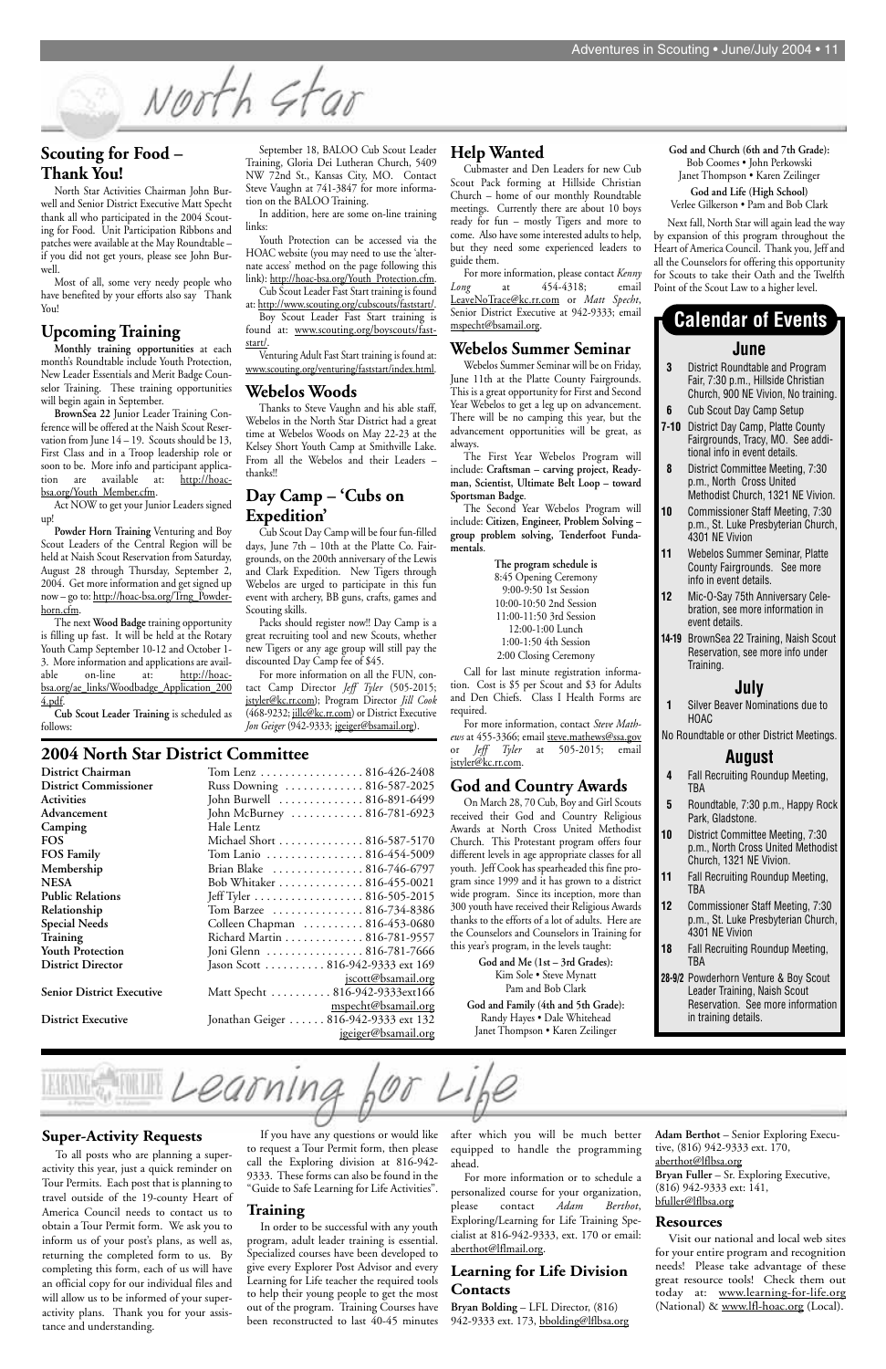# North Star

## Scouting for Food – Thank You!

North Star Activities Chairman John Burwell and Senior District Executive Matt Specht thank all who participated in the 2004 Scouting for Food. Unit Participation Ribbons and patches were available at the May Roundtable – if you did not get yours, please see John Burwell.

Most of all, some very needy people who have benefited by your efforts also say Thank You!

## Upcoming Training

**Monthly training opportunities** at each month's Roundtable include Youth Protection, New Leader Essentials and Merit Badge Counselor Training. These training opportunities will begin again in September.

**BrownSea 22** Junior Leader Training Conference will be offered at the Naish Scout Reservation from June 14 – 19. Scouts should be 13, First Class and in a Troop leadership role or soon to be. More info and participant application are available at: http://hoac-bsa.org/Youth_Member.cfm.

Act NOW to get your Junior Leaders signed up!

**Powder Horn Training** Venturing and Boy Scout Leaders of the Central Region will be held at Naish Scout Reservation from Saturday, August 28 through Thursday, September 2, 2004. Get more information and get signed up now – go to: http://hoac-bsa.org/Trng_Powderhorn.cfm.

The next **Wood Badge** training opportunity is filling up fast. It will be held at the Rotary Youth Camp September 10-12 and October 1-3. More information and applications are available on-line at: http://hoac-bsa.org/ae_links/Woodbadge_Application_2004.pdf.

**Cub Scout Leader Training** is scheduled as follows:

September 18, BALOO Cub Scout Leader Training, Gloria Dei Lutheran Church, 5409 NW 72nd St., Kansas City, MO. Contact Steve Vaughn at 741-3847 for more information on the BALOO Training.

In addition, here are some on-line training links:

Youth Protection can be accessed via the HOAC website (you may need to use the 'alternate access' method on the page following this link): http://hoac-bsa.org/Youth_Protection.cfm.

Cub Scout Leader Fast Start training is found at: http://www.scouting.org/cubscouts/faststart/.

Boy Scout Leader Fast Start training is found at: www.scouting.org/boyscouts/faststart/.

Venturing Adult Fast Start training is found at: www.scouting.org/venturing/faststart/index.html.

## Webelos Woods

Thanks to Steve Vaughn and his able staff, Webelos in the North Star District had a great time at Webelos Woods on May 22-23 at the Kelsey Short Youth Camp at Smithville Lake. From all the Webelos and their Leaders – thanks!!

## Day Camp – 'Cubs on Expedition'

Cub Scout Day Camp will be four fun-filled days, June 7th – 10th at the Platte Co. Fairgrounds, on the 200th anniversary of the Lewis and Clark Expedition. New Tigers through Webelos are urged to participate in this fun event with archery, BB guns, crafts, games and Scouting skills.

Packs should register now!! Day Camp is a great recruiting tool and new Scouts, whether new Tigers or any age group will still pay the discounted Day Camp fee of $45.

For more information on all the FUN, contact Camp Director *Jeff Tyler* (505-2015; jstyler@kc.rr.com); Program Director *Jill Cook* (468-9232; jillc@kc.rr.com) or District Executive *Jon Geiger* (942-9333; jgeiger@bsamail.org).

## Help Wanted

Cubmaster and Den Leaders for new Cub Scout Pack forming at Hillside Christian Church – home of our monthly Roundtable meetings. Currently there are about 10 boys ready for fun – mostly Tigers and more to come. Also have some interested adults to help, but they need some experienced leaders to guide them.

For more information, please contact *Kenny Long* at 454-4318; email LeaveNoTrace@kc.rr.com or *Matt Specht*, Senior District Executive at 942-9333; email mspecht@bsamail.org.

## Webelos Summer Seminar

Webelos Summer Seminar will be on Friday, June 11th at the Platte County Fairgrounds. This is a great opportunity for First and Second Year Webelos to get a leg up on advancement. There will be no camping this year, but the advancement opportunities will be great, as always.

The First Year Webelos Program will include: **Craftsman – carving project, Readyman, Scientist, Ultimate Belt Loop – toward Sportsman Badge.**

The Second Year Webelos Program will include: **Citizen, Engineer, Problem Solving – group problem solving, Tenderfoot Fundamentals**.

**The program schedule is**
8:45 Opening Ceremony
9:00-9:50 1st Session
10:00-10:50 2nd Session
11:00-11:50 3rd Session
12:00-1:00 Lunch
1:00-1:50 4th Session
2:00 Closing Ceremony

Call for last minute registration information. Cost is $5 per Scout and $3 for Adults and Den Chiefs. Class I Health Forms are required.

For more information, contact *Steve Mathews* at 455-3366; email steve.mathews@ssa.gov or *Jeff Tyler* at 505-2015; email jstyler@kc.rr.com.

## God and Country Awards

On March 28, 70 Cub, Boy and Girl Scouts received their God and Country Religious Awards at North Cross United Methodist Church. This Protestant program offers four different levels in age appropriate classes for all youth. Jeff Cook has spearheaded this fine program since 1999 and it has grown to a district wide program. Since its inception, more than 300 youth have received their Religious Awards thanks to the efforts of a lot of adults. Here are the Counselors and Counselors in Training for this year's program, in the levels taught:

**God and Me (1st – 3rd Grades):**
Kim Sole • Steve Mynatt
Pam and Bob Clark

**God and Family (4th and 5th Grade):**
Randy Hayes • Dale Whitehead
Janet Thompson • Karen Zeilinger

**God and Church (6th and 7th Grade):**
Bob Coomes • John Perkowski
Janet Thompson • Karen Zeilinger

**God and Life (High School)**
Verlee Gilkerson • Pam and Bob Clark

Next fall, North Star will again lead the way by expansion of this program throughout the Heart of America Council. Thank you, Jeff and all the Counselors for offering this opportunity for Scouts to take their Oath and the Twelfth Point of the Scout Law to a higher level.

## 2004 North Star District Committee

| | |
|---|---|
| **District Chairman** | Tom Lenz . . . . 816-426-2408 |
| **District Commissioner** | Russ Downing . . . . 816-587-2025 |
| **Activities** | John Burwell . . . . 816-891-6499 |
| **Advancement** | John McBurney . . . . 816-781-6923 |
| **Camping** | Hale Lentz |
| **FOS** | Michael Short . . . . 816-587-5170 |
| **FOS Family** | Tom Lanio . . . . 816-454-5009 |
| **Membership** | Brian Blake . . . . 816-746-6797 |
| **NESA** | Bob Whitaker . . . . 816-455-0021 |
| **Public Relations** | Jeff Tyler . . . . 816-505-2015 |
| **Relationship** | Tom Barzee . . . . 816-734-8386 |
| **Special Needs** | Colleen Chapman . . . . 816-453-0680 |
| **Training** | Richard Martin . . . . 816-781-9557 |
| **Youth Protection** | Joni Glenn . . . . 816-781-7666 |
| **District Director** | Jason Scott . . . . 816-942-9333 ext 169 jscott@bsamail.org |
| **Senior District Executive** | Matt Specht . . . . 816-942-9333ext166 mspecht@bsamail.org |
| **District Executive** | Jonathan Geiger . . . . 816-942-9333 ext 132 jgeiger@bsamail.org |

## Calendar of Events

### June

- **3** District Roundtable and Program Fair, 7:30 p.m., Hillside Christian Church, 900 NE Vivion, No training.
- **6** Cub Scout Day Camp Setup
- **7-10** District Day Camp, Platte County Fairgrounds, Tracy, MO. See additional info in event details.
- **8** District Committee Meeting, 7:30 p.m., North Cross United Methodist Church, 1321 NE Vivion.
- **10** Commissioner Staff Meeting, 7:30 p.m., St. Luke Presbyterian Church, 4301 NE Vivion
- **11** Webelos Summer Seminar, Platte County Fairgrounds. See more info in event details.
- **12** Mic-O-Say 75th Anniversary Celebration, see more information in event details.
- **14-19** BrownSea 22 Training, Naish Scout Reservation, see more info under Training.

### July

- **1** Silver Beaver Nominations due to HOAC

No Roundtable or other District Meetings.

### August

- **4** Fall Recruiting Roundup Meeting, TBA
- **5** Roundtable, 7:30 p.m., Happy Rock Park, Gladstone.
- **10** District Committee Meeting, 7:30 p.m., North Cross United Methodist Church, 1321 NE Vivion.
- **11** Fall Recruiting Roundup Meeting, TBA
- **12** Commissioner Staff Meeting, 7:30 p.m., St. Luke Presbyterian Church, 4301 NE Vivion
- **18** Fall Recruiting Roundup Meeting, TBA
- **28-9/2** Powderhorn Venture & Boy Scout Leader Training, Naish Scout Reservation. See more information in training details.

# Learning for Life

## Super-Activity Requests

To all posts who are planning a super-activity this year, just a quick reminder on Tour Permits. Each post that is planning to travel outside of the 19-county Heart of America Council needs to contact us to obtain a Tour Permit form. We ask you to inform us of your post's plans, as well as, returning the completed form to us. By completing this form, each of us will have an official copy for our individual files and will allow us to be informed of your super-activity plans. Thank you for your assistance and understanding.

If you have any questions or would like to request a Tour Permit form, then please call the Exploring division at 816-942-9333. These forms can also be found in the "Guide to Safe Learning for Life Activities".

## Training

In order to be successful with any youth program, adult leader training is essential. Specialized courses have been developed to give every Explorer Post Advisor and every Learning for Life teacher the required tools to help their young people to get the most out of the program. Training Courses have been reconstructed to last 40-45 minutes after which you will be much better equipped to handle the programming ahead.

For more information or to schedule a personalized course for your organization, please contact *Adam Berthot*, Exploring/Learning for Life Training Specialist at 816-942-9333, ext. 170 or email: aberthot@lflmail.org.

## Learning for Life Division Contacts

**Bryan Bolding** – LFL Director, (816) 942-9333 ext. 173, bbolding@lflbsa.org

**Adam Berthot** – Senior Exploring Executive, (816) 942-9333 ext. 170, aberthot@lflbsa.org

**Bryan Fuller** – Sr. Exploring Executive, (816) 942-9333 ext: 141, bfuller@lflbsa.org

## Resources

Visit our national and local web sites for your entire program and recognition needs! Please take advantage of these great resource tools! Check them out today at: www.learning-for-life.org (National) & www.lfl-hoac.org (Local).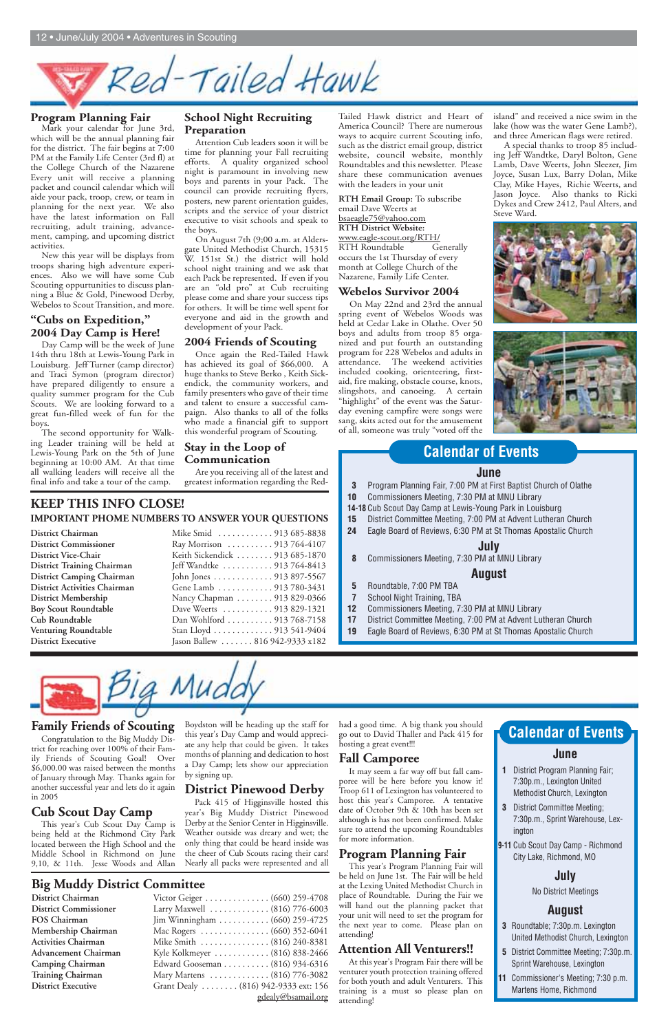# Red-Tailed Hawk

## Program Planning Fair

Mark your calendar for June 3rd, which will be the annual planning fair for the district. The fair begins at 7:00 PM at the Family Life Center (3rd fl) at the College Church of the Nazarene Every unit will receive a planning packet and council calendar which will aide your pack, troop, crew, or team in planning for the next year. We also have the latest information on Fall recruiting, adult training, advancement, camping, and upcoming district activities.

New this year will be displays from troops sharing high adventure experiences. Also we will have some Cub Scouting oppurtunities to discuss planning a Blue & Gold, Pinewood Derby, Webelos to Scout Transition, and more.

## "Cubs on Expedition," 2004 Day Camp is Here!

Day Camp will be the week of June 14th thru 18th at Lewis-Young Park in Louisburg. Jeff Turner (camp director) and Traci Symon (program director) have prepared diligently to ensure a quality summer program for the Cub Scouts. We are looking forward to a great fun-filled week of fun for the boys.

The second opportunity for Walking Leader training will be held at Lewis-Young Park on the 5th of June beginning at 10:00 AM. At that time all walking leaders will receive all the final info and take a tour of the camp.

## School Night Recruiting Preparation

Attention Cub leaders soon it will be time for planning your Fall recruiting efforts. A quality organized school night is paramount in involving new boys and parents in your Pack. The council can provide recruiting flyers, posters, new parent orientation guides, scripts and the service of your district executive to visit schools and speak to the boys.

On August 7th (9:00 a.m. at Aldersgate United Methodist Church, 15315 W. 151st St.) the district will hold school night training and we ask that each Pack be represented. If even if you are an "old pro" at Cub recruiting please come and share your success tips for others. It will be time well spent for everyone and aid in the growth and development of your Pack.

## 2004 Friends of Scouting

Once again the Red-Tailed Hawk has achieved its goal of $66,000. A huge thanks to Steve Berko , Keith Sickendick, the community workers, and family presenters who gave of their time and talent to ensure a successful campaign. Also thanks to all of the folks who made a financial gift to support this wonderful program of Scouting.

## Stay in the Loop of Communication

Are you receiving all of the latest and greatest information regarding the Red-Tailed Hawk district and Heart of America Council? There are numerous ways to acquire current Scouting info, such as the district email group, district website, council website, monthly Roundtables and this newsletter. Please share these communication avenues with the leaders in your unit

**RTH Email Group:** To subscribe email Dave Weerts at bsaeagle75@yahoo.com
**RTH District Website:** www.eagle-scout.org/RTH/
RTH Roundtable Generally occurs the 1st Thursday of every month at College Church of the Nazarene, Family Life Center.

## Webelos Survivor 2004

On May 22nd and 23rd the annual spring event of Webelos Woods was held at Cedar Lake in Olathe. Over 50 boys and adults from troop 85 organized and put fourth an outstanding program for 228 Webelos and adults in attendance. The weekend activities included cooking, orienteering, first-aid, fire making, obstacle course, knots, slingshots, and canoeing. A certain "highlight" of the event was the Saturday evening campfire were songs were sang, skits acted out for the amusement of all, someone was truly "voted off the island" and received a nice swim in the lake (how was the water Gene Lamb?), and three American flags were retired.

A special thanks to troop 85 including Jeff Wandtke, Daryl Bolton, Gene Lamb, Dave Weerts, John Sleezer, Jim Joyce, Susan Lux, Barry Dolan, Mike Clay, Mike Hayes, Richie Weerts, and Jason Joyce. Also thanks to Ricki Dykes and Crew 2412, Paul Alters, and Steve Ward.

## KEEP THIS INFO CLOSE!

### IMPORTANT PHOME NUMBERS TO ANSWER YOUR QUESTIONS

| Position | Name | Phone |
|---|---|---|
| District Chairman | Mike Smid | 913 685-8838 |
| District Commissioner | Ray Morrison | 913 764-4107 |
| District Vice-Chair | Keith Sickendick | 913 685-1870 |
| District Training Chairman | Jeff Wandtke | 913 764-8413 |
| District Camping Chairman | John Jones | 913 897-5567 |
| District Activities Chairman | Gene Lamb | 913 780-3431 |
| District Membership | Nancy Chapman | 913 829-0366 |
| Boy Scout Roundtable | Dave Weerts | 913 829-1321 |
| Cub Roundtable | Dan Wohlford | 913 768-7158 |
| Venturing Roundtable | Stan Lloyd | 913 541-9404 |
| District Executive | Jason Ballew | 816 942-9333 x182 |

## Calendar of Events

### June

- **3** Program Planning Fair, 7:00 PM at First Baptist Church of Olathe
- **10** Commissioners Meeting, 7:30 PM at MNU Library
- **14-18** Cub Scout Day Camp at Lewis-Young Park in Louisburg
- **15** District Committee Meeting, 7:00 PM at Advent Lutheran Church
- **24** Eagle Board of Reviews, 6:30 PM at St Thomas Apostalic Church

### July

- **8** Commissioners Meeting, 7:30 PM at MNU Library

### August

- **5** Roundtable, 7:00 PM TBA
- **7** School Night Training, TBA
- **12** Commissioners Meeting, 7:30 PM at MNU Library
- **17** District Committee Meeting, 7:00 PM at Advent Lutheran Church
- **19** Eagle Board of Reviews, 6:30 PM at St Thomas Apostalic Church

# Big Muddy

## Family Friends of Scouting

Congratulation to the Big Muddy District for reaching over 100% of their Family Friends of Scouting Goal! Over $6,000.00 was raised between the months of January through May. Thanks again for another successful year and lets do it again in 2005

## Cub Scout Day Camp

This year's Cub Scout Day Camp is being held at the Richmond City Park located between the High School and the Middle School in Richmond on June 9,10, & 11th. Jesse Woods and Allan Boydston will be heading up the staff for this year's Day Camp and would appreciate any help that could be given. It takes months of planning and dedication to host a Day Camp; lets show our appreciation by signing up.

## District Pinewood Derby

Pack 415 of Higginsville hosted this year's Big Muddy District Pinewood Derby at the Senior Center in Higginsville. Weather outside was dreary and wet; the only thing that could be heard inside was the cheer of Cub Scouts racing their cars! Nearly all packs were represented and all had a good time. A big thank you should go out to David Thaller and Pack 415 for hosting a great event!!!

## Fall Camporee

It may seem a far way off but fall camporee will be here before you know it! Troop 611 of Lexington has volunteered to host this year's Camporee. A tentative date of October 9th & 10th has been set although is has not been confirmed. Make sure to attend the upcoming Roundtables for more information.

## Program Planning Fair

This year's Program Planning Fair will be held on June 1st. The Fair will be held at the Lexing United Methodist Church in place of Roundtable. During the Fair we will hand out the planning packet that your unit will need to set the program for the next year to come. Please plan on attending!

## Attention All Venturers!!

At this year's Program Fair there will be venturer youth protection training offered for both youth and adult Venturers. This training is a must so please plan on attending!

## Big Muddy District Committee

| Position | Name | Phone |
|---|---|---|
| District Chairman | Victor Geiger | (660) 259-4708 |
| District Commissioner | Larry Maxwell | (816) 776-6003 |
| FOS Chairman | Jim Winningham | (660) 259-4725 |
| Membership Chairman | Mac Rogers | (660) 352-6041 |
| Activities Chairman | Mike Smith | (816) 240-8381 |
| Advancement Chairman | Kyle Kolkmeyer | (816) 838-2466 |
| Camping Chairman | Edward Gooseman | (816) 934-6316 |
| Training Chairman | Mary Martens | (816) 776-3082 |
| District Executive | Grant Dealy | (816) 942-9333 ext: 156 |

gdealy@bsamail.org

## Calendar of Events

### June

- **1** District Program Planning Fair; 7:30p.m., Lexington United Methodist Church, Lexington
- **3** District Committee Meeting; 7:30p.m., Sprint Warehouse, Lexington
- **9-11** Cub Scout Day Camp - Richmond City Lake, Richmond, MO

### July

No District Meetings

### August

- **3** Roundtable; 7:30p.m. Lexington United Methodist Church, Lexington
- **5** District Committee Meeting; 7:30p.m. Sprint Warehouse, Lexington
- **11** Commissioner's Meeting; 7:30 p.m. Martens Home, Richmond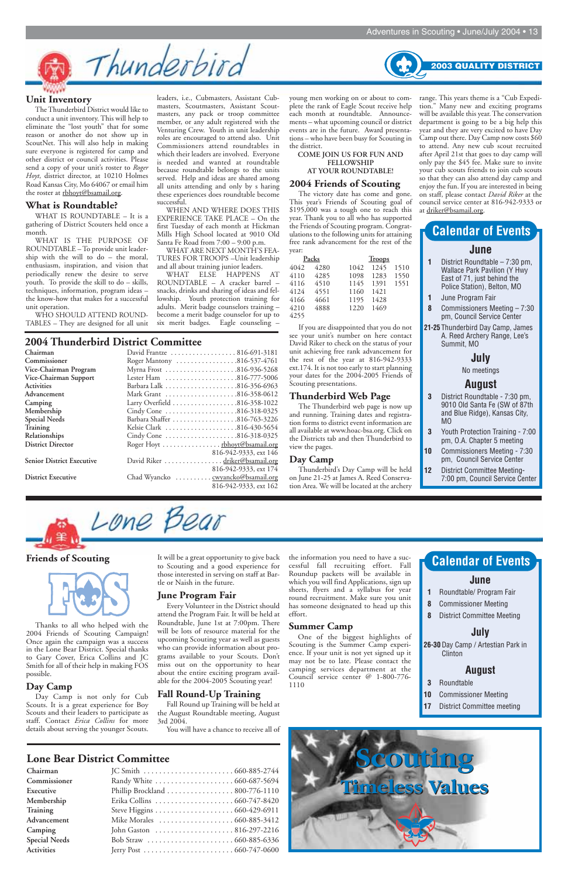# Thunderbird

**2003 QUALITY DISTRICT**

## Unit Inventory

The Thunderbird District would like to conduct a unit inventory. This will help to eliminate the "lost youth" that for some reason or another do not show up in ScoutNet. This will also help in making sure everyone is registered for camp and other district or council activities. Please send a copy of your unit's roster to *Roger Hoyt*, district director, at 10210 Holmes Road Kansas City, Mo 64067 or email him the roster at rbhoyt@bsamail.org.

## What is Roundtable?

WHAT IS ROUNDTABLE – It is a gathering of District Scouters held once a month.

WHAT IS THE PURPOSE OF ROUNDTABLE – To provide unit leadership with the will to do – the moral, enthusiasm, inspiration, and vision that periodically renew the desire to serve youth. To provide the skill to do – skills, techniques, information, program ideas – the know-how that makes for a successful unit operation.

WHO SHOULD ATTEND ROUNDTABLES – They are designed for all unit leaders, i.e., Cubmasters, Assistant Cubmasters, Scoutmasters, Assistant Scoutmasters, any pack or troop committee member, or any adult registered with the Venturing Crew. Youth in unit leadership roles are encouraged to attend also. Unit Commissioners attend roundtables in which their leaders are involved. Everyone is needed and wanted at roundtable because roundtable belongs to the units served. Help and ideas are shared among all units attending and only by s haring these experiences does roundtable become successful.

WHEN AND WHERE DOES THIS EXPERIENCE TAKE PLACE – On the first Tuesday of each month at Hickman Mills High School located at 9010 Old Santa Fe Road from 7:00 – 9:00 p.m.

WHAT ARE NEXT MONTH'S FEATURES FOR TROOPS –Unit leadership and all about training junior leaders.

WHAT ELSE HAPPENS AT ROUNDTABLE – A cracker barrel – snacks, drinks and sharing of ideas and fellowship. Youth protection training for adults. Merit badge counselors training – become a merit badge counselor for up to six merit badges. Eagle counseling – young men working on or about to complete the rank of Eagle Scout receive help each month at roundtable. Announcements – what upcoming council or district events are in the future. Award presentations – who have been busy for Scouting in the district.

**COME JOIN US FOR FUN AND FELLOWSHIP AT YOUR ROUNDTABLE!**

## 2004 Friends of Scouting

The victory date has come and gone. This year's Friends of Scouting goal of $195,000 was a tough one to reach this year. Thank you to all who has supported the Friends of Scouting program. Congratulations to the following units for attaining free rank advancement for the rest of the year:

| Packs | | Troops | | |
|---|---|---|---|---|
| 4042 | 4280 | 1042 | 1245 | 1510 |
| 4110 | 4285 | 1098 | 1283 | 1550 |
| 4116 | 4510 | 1145 | 1391 | 1551 |
| 4124 | 4551 | 1160 | 1421 | |
| 4166 | 4661 | 1195 | 1428 | |
| 4210 | 4888 | 1220 | 1469 | |
| 4255 | | | | |

If you are disappointed that you do not see your unit's number on here contact David Riker to check on the status of your unit achieving free rank advancement for the rest of the year at 816-942-9333 ext.174. It is not too early to start planning your dates for the 2004-2005 Friends of Scouting presentations.

## Thunderbird Web Page

The Thunderbird web page is now up and running. Training dates and registration forms to district event information are all available at www.hoac-bsa.org. Click on the Districts tab and then Thunderbird to view the pages.

## Day Camp

Thunderbird's Day Camp will be held on June 21-25 at James A. Reed Conservation Area. We will be located at the archery range. This years theme is a "Cub Expedition." Many new and exciting programs will be available this year. The conservation department is going to be a big help this year and they are very excited to have Day Camp out there. Day Camp now costs $60 to attend. Any new cub scout recruited after April 21st that goes to day camp will only pay the $45 fee. Make sure to invite your cub scouts friends to join cub scouts so that they can also attend day camp and enjoy the fun. If you are interested in being on staff, please contact *David Riker* at the council service center at 816-942-9333 or at driker@bsamail.org.

## Calendar of Events

### June

- **1** District Roundtable – 7:30 pm, Wallace Park Pavilion (Y Hwy East of 71, just behind the Police Station), Belton, MO
- **1** June Program Fair
- **8** Commissioners Meeting – 7:30 pm, Council Service Center
- **21-25** Thunderbird Day Camp, James A. Reed Archery Range, Lee's Summit, MO

### July

No meetings

### August

- **3** District Roundtable - 7:30 pm, 9010 Old Santa Fe (SW of 87th and Blue Ridge), Kansas City, MO
- **3** Youth Protection Training - 7:00 pm, O.A. Chapter 5 meeting
- **10** Commissioners Meeting - 7:30 pm, Council Service Center
- **12** District Committee Meeting- 7:00 pm, Council Service Center

## 2004 Thunderbird District Committee

| Position | Name | Contact |
|---|---|---|
| **Chairman** | David Frantze | 816-691-3181 |
| **Commissioner** | Roger Mantony | 816-537-4761 |
| **Vice-Chairman Program** | Myrna Frost | 816-936-5268 |
| **Vice-Chairman Support** | Lester Ham | 816-777-5006 |
| **Activities** | Barbara Lalk | 816-356-6963 |
| **Advancement** | Mark Grant | 816-358-0612 |
| **Camping** | Larry Overfield | 816-358-1022 |
| **Membership** | Cindy Cone | 816-318-0325 |
| **Special Needs** | Barbara Shaffer | 816-763-3226 |
| **Training** | Kelsie Clark | 816-430-5654 |
| **Relationships** | Cindy Cone | 816-318-0325 |
| **District Director** | Roger Hoyt | rbhoyt@bsamail.org, 816-942-9333, ext 146 |
| **Senior District Executive** | David Riker | driker@bsamail.org, 816-942-9333, ext 174 |
| **District Executive** | Chad Wyancko | cwyancko@bsamail.org, 816-942-9333, ext 162 |

---

# Lone Bear

## Friends of Scouting

FOS

Thanks to all who helped with the 2004 Friends of Scouting Campaign! Once again the campaign was a success in the Lone Bear District. Special thanks to Gary Cover, Erica Collins and JC Smith for all of their help in making FOS possible.

## Day Camp

Day Camp is not only for Cub Scouts. It is a great experience for Boy Scouts and their leaders to participate as staff. Contact *Erica Collins* for more details about serving the younger Scouts. It will be a great opportunity to give back to Scouting and a good experience for those interested in serving on staff at Bartle or Naish in the future.

## June Program Fair

Every Volunteer in the District should attend the Program Fair. It will be held at Roundtable, June 1st at 7:00pm. There will be lots of resource material for the upcoming Scouting year as well as guests who can provide information about programs available to your Scouts. Don't miss out on the opportunity to hear about the entire exciting program available for the 2004-2005 Scouting year!

## Fall Round-Up Training

Fall Round up Training will be held at the August Roundtable meeting, August 3rd 2004.

You will have a chance to receive all of the information you need to have a successful fall recruiting effort. Fall Roundup packets will be available in which you will find Applications, sign up sheets, flyers and a syllabus for year round recruitment. Make sure you unit has someone designated to head up this effort.

## Summer Camp

One of the biggest highlights of Scouting is the Summer Camp experience. If your unit is not yet signed up it may not be to late. Please contact the camping services department at the Council service center @ 1-800-776-1110

## Calendar of Events

### June

- **1** Roundtable/ Program Fair
- **8** Commissioner Meeting
- **8** District Committee Meeting

### July

- **26-30** Day Camp / Artestian Park in Clinton

### August

- **3** Roundtable
- **10** Commissioner Meeting
- **17** District Committee meeting

## Lone Bear District Committee

| Position | Name | Phone |
|---|---|---|
| **Chairman** | JC Smith | 660-885-2744 |
| **Commissioner** | Randy White | 660-687-5694 |
| **Executive** | Phillip Brockland | 800-776-1110 |
| **Membership** | Erika Collins | 660-747-8420 |
| **Training** | Steve Higgins | 660-429-6911 |
| **Advancement** | Mike Morales | 660-885-3412 |
| **Camping** | John Gaston | 816-297-2216 |
| **Special Needs** | Bob Straw | 660-885-6336 |
| **Activities** | Jerry Post | 660-747-0600 |

Scouting Timeless Values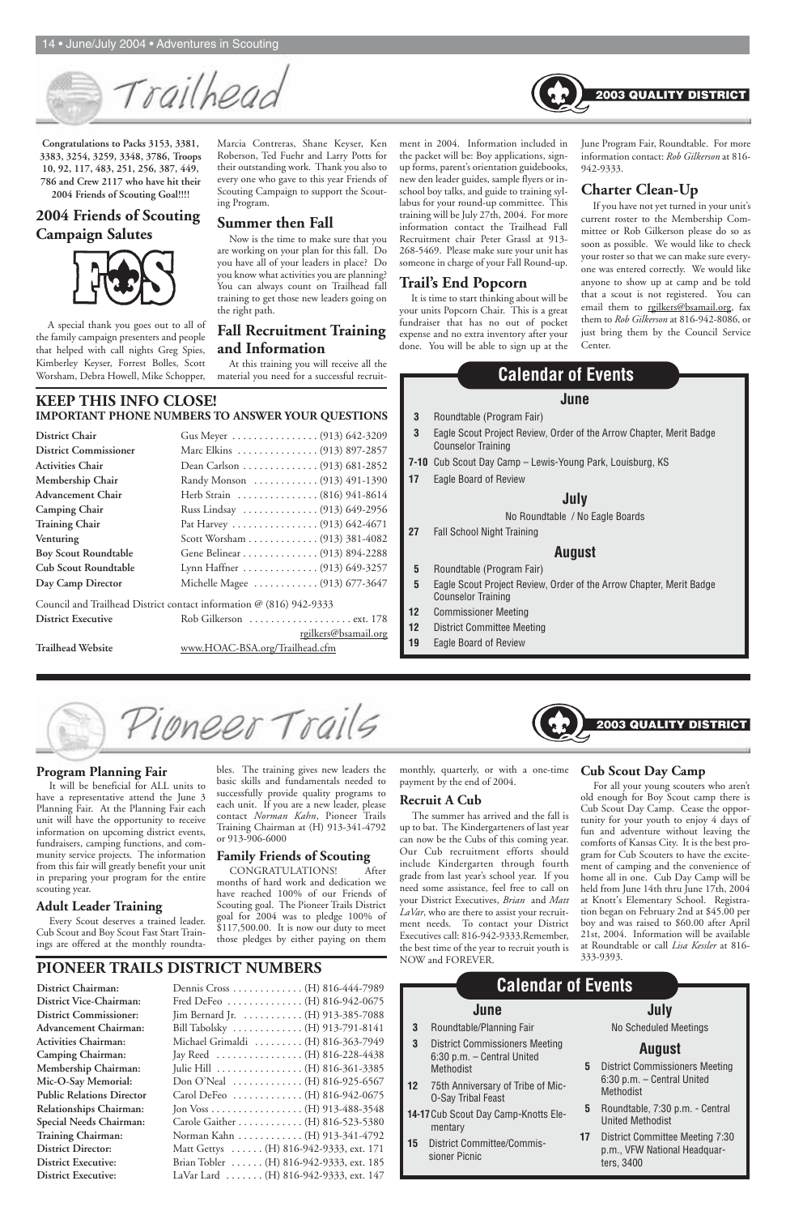# Trailhead

**2003 QUALITY DISTRICT**

**Congratulations to Packs 3153, 3381, 3383, 3254, 3259, 3348, 3786, Troops 10, 92, 117, 483, 251, 256, 387, 449, 786 and Crew 2117 who have hit their 2004 Friends of Scouting Goal!!!!**

## 2004 Friends of Scouting Campaign Salutes

A special thank you goes out to all of the family campaign presenters and people that helped with call nights Greg Spies, Kimberley Keyser, Forrest Bolles, Scott Worsham, Debra Howell, Mike Schopper, Marcia Contreras, Shane Keyser, Ken Roberson, Ted Fuehr and Larry Potts for their outstanding work. Thank you also to every one who gave to this year Friends of Scouting Campaign to support the Scouting Program.

## Summer then Fall

Now is the time to make sure that you are working on your plan for this fall. Do you have all of your leaders in place? Do you know what activities you are planning? You can always count on Trailhead fall training to get those new leaders going on the right path.

## Fall Recruitment Training and Information

At this training you will receive all the material you need for a successful recruitment in 2004. Information included in the packet will be: Boy applications, sign-up forms, parent's orientation guidebooks, new den leader guides, sample flyers or in-school boy talks, and guide to training syllabus for your round-up committee. This training will be July 27th, 2004. For more information contact the Trailhead Fall Recruitment chair Peter Grassl at 913-268-5469. Please make sure your unit has someone in charge of your Fall Round-up.

## Trail's End Popcorn

It is time to start thinking about will be your units Popcorn Chair. This is a great fundraiser that has no out of pocket expense and no extra inventory after your done. You will be able to sign up at the June Program Fair, Roundtable. For more information contact: *Rob Gilkerson* at 816-942-9333.

## Charter Clean-Up

If you have not yet turned in your unit's current roster to the Membership Committee or Rob Gilkerson please do so as soon as possible. We would like to check your roster so that we can make sure everyone was entered correctly. We would like anyone to show up at camp and be told that a scout is not registered. You can email them to rgilkers@bsamail.org, fax them to *Rob Gilkerson* at 816-942-8086, or just bring them by the Council Service Center.

## KEEP THIS INFO CLOSE!

### IMPORTANT PHONE NUMBERS TO ANSWER YOUR QUESTIONS

| | |
|---|---|
| **District Chair** | Gus Meyer . . . . . . . . . . . . . . . . (913) 642-3209 |
| **District Commissioner** | Marc Elkins . . . . . . . . . . . . . . . (913) 897-2857 |
| **Activities Chair** | Dean Carlson . . . . . . . . . . . . . . (913) 681-2852 |
| **Membership Chair** | Randy Monson . . . . . . . . . . . . (913) 491-1390 |
| **Advancement Chair** | Herb Strain . . . . . . . . . . . . . . . (816) 941-8614 |
| **Camping Chair** | Russ Lindsay . . . . . . . . . . . . . . (913) 649-2956 |
| **Training Chair** | Pat Harvey . . . . . . . . . . . . . . . . (913) 642-4671 |
| **Venturing** | Scott Worsham . . . . . . . . . . . . . (913) 381-4082 |
| **Boy Scout Roundtable** | Gene Belinear . . . . . . . . . . . . . . (913) 894-2288 |
| **Cub Scout Roundtable** | Lynn Haffner . . . . . . . . . . . . . . (913) 649-3257 |
| **Day Camp Director** | Michelle Magee . . . . . . . . . . . . (913) 677-3647 |

Council and Trailhead District contact information @ (816) 942-9333

| | |
|---|---|
| **District Executive** | Rob Gilkerson . . . . . . . . . . . . . . . . . . . ext. 178 |
| | rgilkers@bsamail.org |
| **Trailhead Website** | www.HOAC-BSA.org/Trailhead.cfm |

## Calendar of Events

### June

- **3** Roundtable (Program Fair)
- **3** Eagle Scout Project Review, Order of the Arrow Chapter, Merit Badge Counselor Training
- **7-10** Cub Scout Day Camp – Lewis-Young Park, Louisburg, KS
- **17** Eagle Board of Review

### July

No Roundtable / No Eagle Boards

- **27** Fall School Night Training

### August

- **5** Roundtable (Program Fair)
- **5** Eagle Scout Project Review, Order of the Arrow Chapter, Merit Badge Counselor Training
- **12** Commissioner Meeting
- **12** District Committee Meeting
- **19** Eagle Board of Review

# Pioneer Trails

**2003 QUALITY DISTRICT**

## Program Planning Fair

It will be beneficial for ALL units to have a representative attend the June 3 Planning Fair. At the Planning Fair each unit will have the opportunity to receive information on upcoming district events, fundraisers, camping functions, and community service projects. The information from this fair will greatly benefit your unit in preparing your program for the entire scouting year.

## Adult Leader Training

Every Scout deserves a trained leader. Cub Scout and Boy Scout Fast Start Trainings are offered at the monthly roundtables. The training gives new leaders the basic skills and fundamentals needed to successfully provide quality programs to each unit. If you are a new leader, please contact *Norman Kahn*, Pioneer Trails Training Chairman at (H) 913-341-4792 or 913-906-6000

## Family Friends of Scouting

CONGRATULATIONS! After months of hard work and dedication we have reached 100% of our Friends of Scouting goal. The Pioneer Trails District goal for 2004 was to pledge 100% of $117,500.00. It is now our duty to meet those pledges by either paying on them monthly, quarterly, or with a one-time payment by the end of 2004.

## Recruit A Cub

The summer has arrived and the fall is up to bat. The Kindergarteners of last year can now be the Cubs of this coming year. Our Cub recruitment efforts should include Kindergarten through fourth grade from last year's school year. If you need some assistance, feel free to call on your District Executives, *Brian* and *Matt LaVar*, who are there to assist your recruitment needs. To contact your District Executives call: 816-942-9333.Remember, the best time of the year to recruit youth is NOW and FOREVER.

## Cub Scout Day Camp

For all your young scouters who aren't old enough for Boy Scout camp there is Cub Scout Day Camp. Cease the opportunity for your youth to enjoy 4 days of fun and adventure without leaving the comforts of Kansas City. It is the best program for Cub Scouters to have the excitement of camping and the convenience of home all in one. Cub Day Camp will be held from June 14th thru June 17th, 2004 at Knott's Elementary School. Registration began on February 2nd at $45.00 per boy and was raised to $60.00 after April 21st, 2004. Information will be available at Roundtable or call *Lisa Kessler* at 816-333-9393.

## PIONEER TRAILS DISTRICT NUMBERS

| | |
|---|---|
| **District Chairman:** | Dennis Cross . . . . . . . . . . . . . (H) 816-444-7989 |
| **District Vice-Chairman:** | Fred DeFeo . . . . . . . . . . . . . . (H) 816-942-0675 |
| **District Commissioner:** | Jim Bernard Jr. . . . . . . . . . . . (H) 913-385-7088 |
| **Advancement Chairman:** | Bill Tabolsky . . . . . . . . . . . . . (H) 913-791-8141 |
| **Activities Chairman:** | Michael Grimaldi . . . . . . . . . (H) 816-363-7949 |
| **Camping Chairman:** | Jay Reed . . . . . . . . . . . . . . . . (H) 816-228-4438 |
| **Membership Chairman:** | Julie Hill . . . . . . . . . . . . . . . . (H) 816-361-3385 |
| **Mic-O-Say Memorial:** | Don O'Neal . . . . . . . . . . . . . (H) 816-925-6567 |
| **Public Relations Director** | Carol DeFeo . . . . . . . . . . . . . (H) 816-942-0675 |
| **Relationships Chairman:** | Jon Voss . . . . . . . . . . . . . . . . . (H) 913-488-3548 |
| **Special Needs Chairman:** | Carole Gaither . . . . . . . . . . . . (H) 816-523-5380 |
| **Training Chairman:** | Norman Kahn . . . . . . . . . . . . (H) 913-341-4792 |
| **District Director:** | Matt Gettys . . . . . . (H) 816-942-9333, ext. 171 |
| **District Executive:** | Brian Tobler . . . . . . (H) 816-942-9333, ext. 185 |
| **District Executive:** | LaVar Lard . . . . . . . (H) 816-942-9333, ext. 147 |

## Calendar of Events

### June

- **3** Roundtable/Planning Fair
- **3** District Commissioners Meeting 6:30 p.m. – Central United Methodist
- **12** 75th Anniversary of Tribe of Mic-O-Say Tribal Feast
- **14-17** Cub Scout Day Camp-Knotts Elementary
- **15** District Committee/Commissioner Picnic

### July

No Scheduled Meetings

### August

- **5** District Commissioners Meeting 6:30 p.m. – Central United Methodist
- **5** Roundtable, 7:30 p.m. - Central United Methodist
- **17** District Committee Meeting 7:30 p.m., VFW National Headquarters, 3400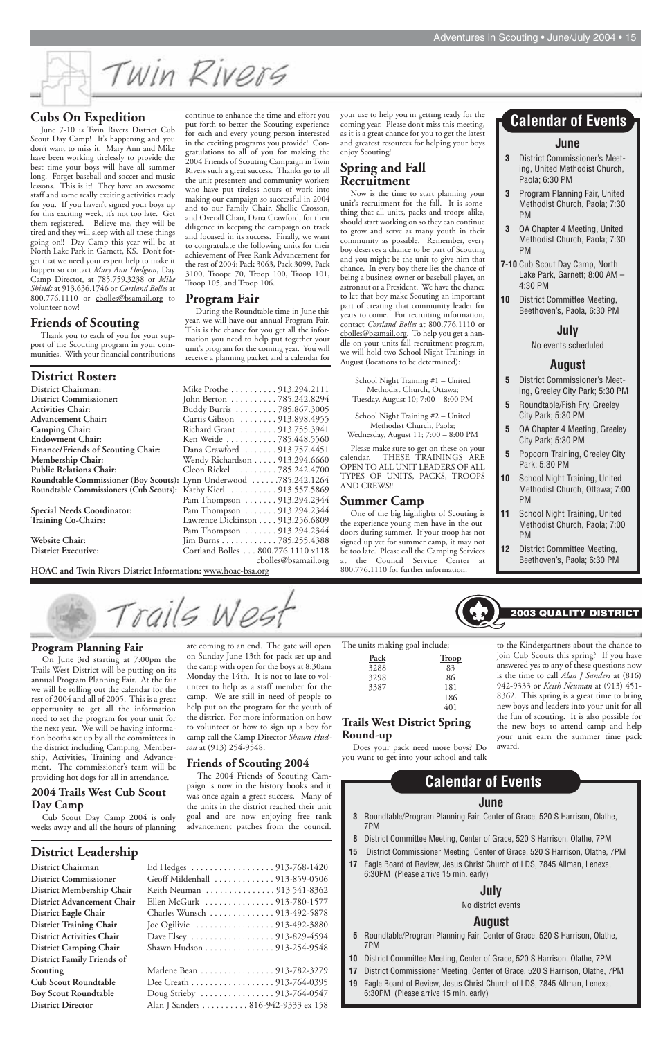# Twin Rivers

## Cubs On Expedition

June 7-10 is Twin Rivers District Cub Scout Day Camp! It's happening and you don't want to miss it. Mary Ann and Mike have been working tirelessly to provide the best time your boys will have all summer long. Forget baseball and soccer and music lessons. This is it! They have an awesome staff and some really exciting activities ready for you. If you haven't signed your boys up for this exciting week, it's not too late. Get them registered. Believe me, they will be tired and they will sleep with all these things going on!! Day Camp this year will be at North Lake Park in Garnett, KS. Don't forget that we need your expert help to make it happen so contact *Mary Ann Hodgson*, Day Camp Director, at 785.759.3238 or *Mike Shields* at 913.636.1746 or *Cortland Bolles* at 800.776.1110 or cbolles@bsamail.org to volunteer now!

## Friends of Scouting

Thank you to each of you for your support of the Scouting program in your communities. With your financial contributions continue to enhance the time and effort you put forth to better the Scouting experience for each and every young person interested in the exciting programs you provide! Congratulations to all of you for making the 2004 Friends of Scouting Campaign in Twin Rivers such a great success. Thanks go to all the unit presenters and community workers who have put tireless hours of work into making our campaign so successful in 2004 and to our Family Chair, Shellie Crosson, and Overall Chair, Dana Crawford, for their diligence in keeping the campaign on track and focused in its success. Finally, we want to congratulate the following units for their achievement of Free Rank Advancement for the rest of 2004: Pack 3063, Pack 3099, Pack 3100, Troope 70, Troop 100, Troop 101, Troop 105, and Troop 106.

## Program Fair

During the Roundtable time in June this year, we will have our annual Program Fair. This is the chance for you get all the information you need to help put together your unit's program for the coming year. You will receive a planning packet and a calendar for your use to help you in getting ready for the coming year. Please don't miss this meeting, as it is a great chance for you to get the latest and greatest resources for helping your boys enjoy Scouting!

## Spring and Fall Recruitment

Now is the time to start planning your unit's recruitment for the fall. It is something that all units, packs and troops alike, should start working on so they can continue to grow and serve as many youth in their community as possible. Remember, every boy deserves a chance to be part of Scouting and you might be the unit to give him that chance. In every boy there lies the chance of being a business owner or baseball player, an astronaut or a President. We have the chance to let that boy make Scouting an important part of creating that community leader for years to come. For recruiting information, contact *Cortland Bolles* at 800.776.1110 or cbolles@bsamail.org. To help you get a handle on your units fall recruitment program, we will hold two School Night Trainings in August (locations to be determined):

School Night Training #1 – United Methodist Church, Ottawa; Tuesday, August 10; 7:00 – 8:00 PM

School Night Training #2 – United Methodist Church, Paola; Wednesday, August 11; 7:00 – 8:00 PM

Please make sure to get on these on your calendar. THESE TRAININGS ARE OPEN TO ALL UNIT LEADERS OF ALL TYPES OF UNITS, PACKS, TROOPS AND CREWS!!

## Summer Camp

One of the big highlights of Scouting is the experience young men have in the outdoors during summer. If your troop has not signed up yet for summer camp, it may not be too late. Please call the Camping Services at the Council Service Center at 800.776.1110 for further information.

## District Roster:

| | |
|---|---|
| **District Chairman:** | Mike Prothe . . . . . . . . . . 913.294.2111 |
| **District Commissioner:** | John Berton . . . . . . . . . . 785.242.8294 |
| **Activities Chair:** | Buddy Burris . . . . . . . . . 785.867.3005 |
| **Advancement Chair:** | Curtis Gibson . . . . . . . . 913.898.4955 |
| **Camping Chair:** | Richard Grant . . . . . . . . 913.755.3941 |
| **Endowment Chair:** | Ken Weide . . . . . . . . . . . 785.448.5560 |
| **Finance/Friends of Scouting Chair:** | Dana Crawford . . . . . . . 913.757.4451 |
| **Membership Chair:** | Wendy Richardson . . . . . 913.294.6660 |
| **Public Relations Chair:** | Cleon Rickel . . . . . . . . . 913.294.4700 |
| **Roundtable Commissioner (Boy Scouts):** | Lynn Underwood . . . . . . 785.242.1264 |
| **Roundtable Commissioners (Cub Scouts):** | Kathy Kierl . . . . . . . . . . 913.557.5869 |
| | Pam Thompson . . . . . . . 913.294.2344 |
| **Special Needs Coordinator:** | Pam Thompson . . . . . . . 913.294.2344 |
| **Training Co-Chairs:** | Lawrence Dickinson . . . . 913.256.6809 |
| | Pam Thompson . . . . . . . 913.294.2344 |
| **Website Chair:** | Jim Burns . . . . . . . . . . . . 785.255.4388 |
| **District Executive:** | Cortland Bolles . . . 800.776.1110 x118 cbolles@bsamail.org |

**HOAC and Twin Rivers District Information:** www.hoac-bsa.org

## Calendar of Events

### June

- **3** District Commissioner's Meeting, United Methodist Church, Paola; 6:30 PM
- **3** Program Planning Fair, United Methodist Church, Paola; 7:30 PM
- **3** OA Chapter 4 Meeting, United Methodist Church, Paola; 7:30 PM
- **7-10** Cub Scout Day Camp, North Lake Park, Garnett; 8:00 AM – 4:30 PM
- **10** District Committee Meeting, Beethoven's, Paola, 6:30 PM

### July

No events scheduled

### August

- **5** District Commissioner's Meeting, Greeley City Park; 5:30 PM
- **5** Roundtable/Fish Fry, Greeley City Park; 5:30 PM
- **5** OA Chapter 4 Meeting, Greeley City Park; 5:30 PM
- **5** Popcorn Training, Greeley City Park; 5:30 PM
- **10** School Night Training, United Methodist Church, Ottawa; 7:00 PM
- **11** School Night Training, United Methodist Church, Paola; 7:00 PM
- **12** District Committee Meeting, Beethoven's, Paola; 6:30 PM

# Trails West

**2003 QUALITY DISTRICT**

## Program Planning Fair

On June 3rd starting at 7:00pm the Trails West District will be putting on its annual Program Planning Fair. At the fair we will be rolling out the calendar for the rest of 2004 and all of 2005. This is a great opportunity to get all the information need to set the program for your unit for the next year. We will be having information booths set up by all the committees in the district including Camping, Membership, Activities, Training and Advancement. The commissioner's team will be providing hot dogs for all in attendance.

## 2004 Trails West Cub Scout Day Camp

Cub Scout Day Camp 2004 is only weeks away and all the hours of planning are coming to an end. The gate will open on Sunday June 13th for pack set up and the camp with open for the boys at 8:30am Monday the 14th. It is not to late to volunteer to help as a staff member for the camp. We are still in need of people to help put on the program for the youth of the district. For more information on how to volunteer or how to sign up a boy for camp call the Camp Director *Shawn Hudson* at (913) 254-9548.

## Friends of Scouting 2004

The 2004 Friends of Scouting Campaign is now in the history books and it was once again a great success. Many of the units in the district reached their unit goal and are now enjoying free rank advancement patches from the council.

The units making goal include;

| Pack | Troop |
|---|---|
| 3288 | 83 |
| 3298 | 86 |
| 3387 | 181 |
| | 186 |
| | 401 |

## Trails West District Spring Round-up

Does your pack need more boys? Do you want to get into your school and talk to the Kindergartners about the chance to join Cub Scouts this spring? If you have answered yes to any of these questions now is the time to call *Alan J Sanders* at (816) 942-9333 or *Keith Neuman* at (913) 451-8362. This spring is a great time to bring new boys and leaders into your unit for all the fun of scouting. It is also possible for the new boys to attend camp and help your unit earn the summer time pack award.

## District Leadership

| | |
|---|---|
| **District Chairman** | Ed Hedges . . . . . . . . . . . . . . . . . 913-768-1420 |
| **District Commissioner** | Geoff Mildenhall . . . . . . . . . . . . 913-859-0506 |
| **District Membership Chair** | Keith Neuman . . . . . . . . . . . . . . 913 541-8362 |
| **District Advancement Chair** | Ellen McGurk . . . . . . . . . . . . . . 913-780-1577 |
| **District Eagle Chair** | Charles Wunsch . . . . . . . . . . . . . 913-492-5878 |
| **District Training Chair** | Joe Ogilivie . . . . . . . . . . . . . . . . 913-492-3880 |
| **District Activities Chair** | Dave Elsey . . . . . . . . . . . . . . . . . 913-829-4594 |
| **District Camping Chair** | Shawn Hudson . . . . . . . . . . . . . . 913-254-9548 |
| **District Family Friends of Scouting** | Marlene Bean . . . . . . . . . . . . . . . 913-782-3279 |
| **Cub Scout Roundtable** | Dee Creath . . . . . . . . . . . . . . . . . 913-764-0395 |
| **Boy Scout Roundtable** | Doug Strieby . . . . . . . . . . . . . . . 913-764-0547 |
| **District Director** | Alan J Sanders . . . . . . . . . . 816-942-9333 ex 158 |

## Calendar of Events

### June

- **3** Roundtable/Program Planning Fair, Center of Grace, 520 S Harrison, Olathe, 7PM
- **8** District Committee Meeting, Center of Grace, 520 S Harrison, Olathe, 7PM
- **15** District Commissioner Meeting, Center of Grace, 520 S Harrison, Olathe, 7PM
- **17** Eagle Board of Review, Jesus Christ Church of LDS, 7845 Allman, Lenexa, 6:30PM (Please arrive 15 min. early)

### July

No district events

### August

- **5** Roundtable/Program Planning Fair, Center of Grace, 520 S Harrison, Olathe, 7PM
- **10** District Committee Meeting, Center of Grace, 520 S Harrison, Olathe, 7PM
- **17** District Commissioner Meeting, Center of Grace, 520 S Harrison, Olathe, 7PM
- **19** Eagle Board of Review, Jesus Christ Church of LDS, 7845 Allman, Lenexa, 6:30PM (Please arrive 15 min. early)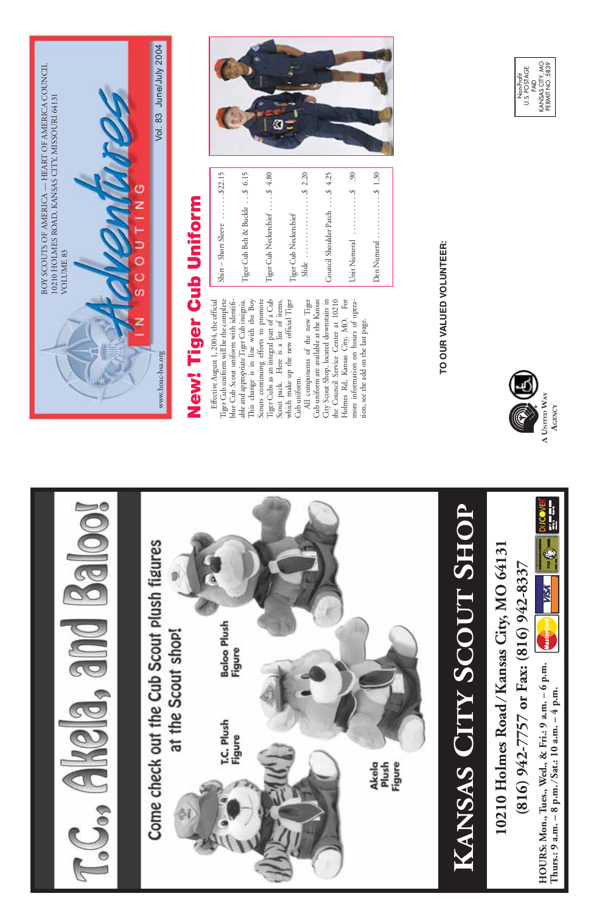# T.C., Akela, and Baloo!

Come check out the Cub Scout plush figures at the Scout shop!

Akela Plush Figure

T.C. Plush Figure

Baloo Plush Figure

# Kansas City Scout Shop

**10210 Holmes Road/Kansas City, MO 64131**

**(816) 942-7757 or Fax: (816) 942-8337**

**HOURS: Mon., Tues., Wed., & Fri.: 9 a.m. – 6 p.m. Thurs.: 9 a.m. – 8 p.m./Sat.: 10 a.m. – 4 p.m.**

---

BOY SCOUTS OF AMERICA — HEART OF AMERICA COUNCIL
10210 HOLMES ROAD, KANSAS CITY, MISSOURI 64131
VOLUME 83

# Adventures IN SCOUTING

www.hoac-bsa.org

Vol. 83 June/July 2004

## New! Tiger Cub Uniform

Effective August 1, 2004, the official Tiger Cub uniform will be the complete blue Cub Scout uniform with identifiable and appropriate Tiger Cub insignia. This change is in line with the Boy Scouts continuing efforts to promote Tiger Cubs as an integral part of a Cub Scout pack. Here is a list of items, which make up the new official Tiger Cub uniform.

All components of the new Tiger Cub uniform are available at the Kansas City Scout Shop, located downstairs in the Council Service Center at 10210 Holmes Rd, Kansas City, MO. For more information on hours of operation, see the add on the last page.

| | |
|---|---|
| Shirt – Short Sleeve | $22.15 |
| Tiger Cub Belt & Buckle | $ 6.15 |
| Tiger Cub Neckerchief | $ 4.80 |
| Tiger Cub Neckerchief Slide | $ 2.20 |
| Council Shoulder Patch | $ 4.25 |
| Unit Numeral | $ .90 |
| Den Numeral | $ 1.30 |

A United Way Agency

**TO OUR VALUED VOLUNTEER:**

Non-Profit
U.S. POSTAGE
PAID
KANSAS CITY, MO
PERMIT NO. 5839